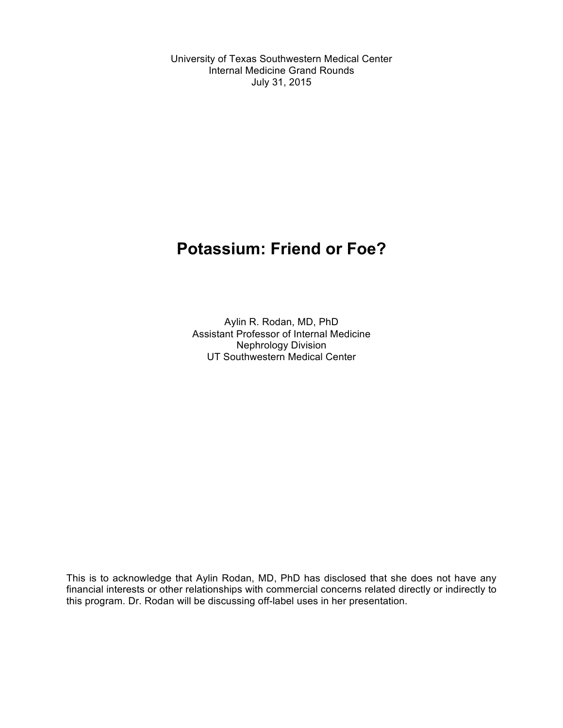University of Texas Southwestern Medical Center
Internal Medicine Grand Rounds
July 31, 2015

# Potassium: Friend or Foe?

Aylin R. Rodan, MD, PhD
Assistant Professor of Internal Medicine
Nephrology Division
UT Southwestern Medical Center

This is to acknowledge that Aylin Rodan, MD, PhD has disclosed that she does not have any financial interests or other relationships with commercial concerns related directly or indirectly to this program. Dr. Rodan will be discussing off-label uses in her presentation.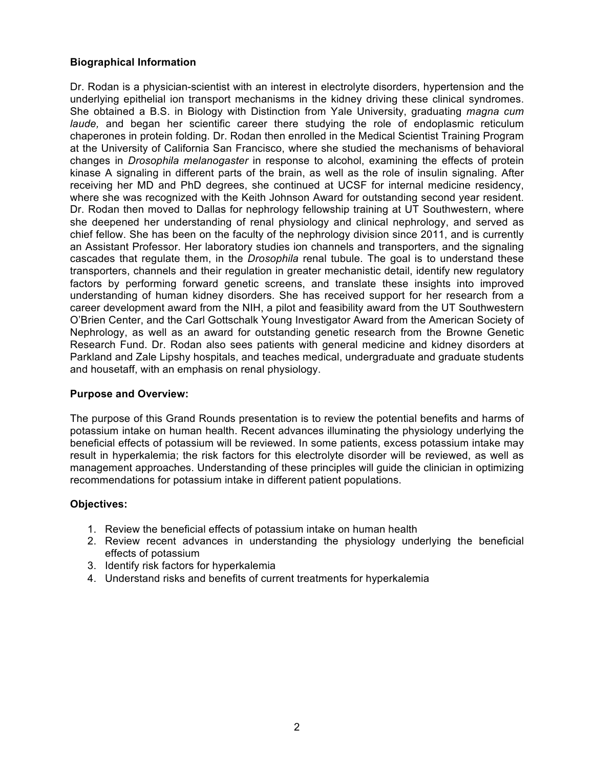## Biographical Information

Dr. Rodan is a physician-scientist with an interest in electrolyte disorders, hypertension and the underlying epithelial ion transport mechanisms in the kidney driving these clinical syndromes. She obtained a B.S. in Biology with Distinction from Yale University, graduating *magna cum laude,* and began her scientific career there studying the role of endoplasmic reticulum chaperones in protein folding. Dr. Rodan then enrolled in the Medical Scientist Training Program at the University of California San Francisco, where she studied the mechanisms of behavioral changes in *Drosophila melanogaster* in response to alcohol, examining the effects of protein kinase A signaling in different parts of the brain, as well as the role of insulin signaling. After receiving her MD and PhD degrees, she continued at UCSF for internal medicine residency, where she was recognized with the Keith Johnson Award for outstanding second year resident. Dr. Rodan then moved to Dallas for nephrology fellowship training at UT Southwestern, where she deepened her understanding of renal physiology and clinical nephrology, and served as chief fellow. She has been on the faculty of the nephrology division since 2011, and is currently an Assistant Professor. Her laboratory studies ion channels and transporters, and the signaling cascades that regulate them, in the *Drosophila* renal tubule. The goal is to understand these transporters, channels and their regulation in greater mechanistic detail, identify new regulatory factors by performing forward genetic screens, and translate these insights into improved understanding of human kidney disorders. She has received support for her research from a career development award from the NIH, a pilot and feasibility award from the UT Southwestern O'Brien Center, and the Carl Gottschalk Young Investigator Award from the American Society of Nephrology, as well as an award for outstanding genetic research from the Browne Genetic Research Fund. Dr. Rodan also sees patients with general medicine and kidney disorders at Parkland and Zale Lipshy hospitals, and teaches medical, undergraduate and graduate students and housetaff, with an emphasis on renal physiology.

## Purpose and Overview:

The purpose of this Grand Rounds presentation is to review the potential benefits and harms of potassium intake on human health. Recent advances illuminating the physiology underlying the beneficial effects of potassium will be reviewed. In some patients, excess potassium intake may result in hyperkalemia; the risk factors for this electrolyte disorder will be reviewed, as well as management approaches. Understanding of these principles will guide the clinician in optimizing recommendations for potassium intake in different patient populations.

## Objectives:

1. Review the beneficial effects of potassium intake on human health
2. Review recent advances in understanding the physiology underlying the beneficial effects of potassium
3. Identify risk factors for hyperkalemia
4. Understand risks and benefits of current treatments for hyperkalemia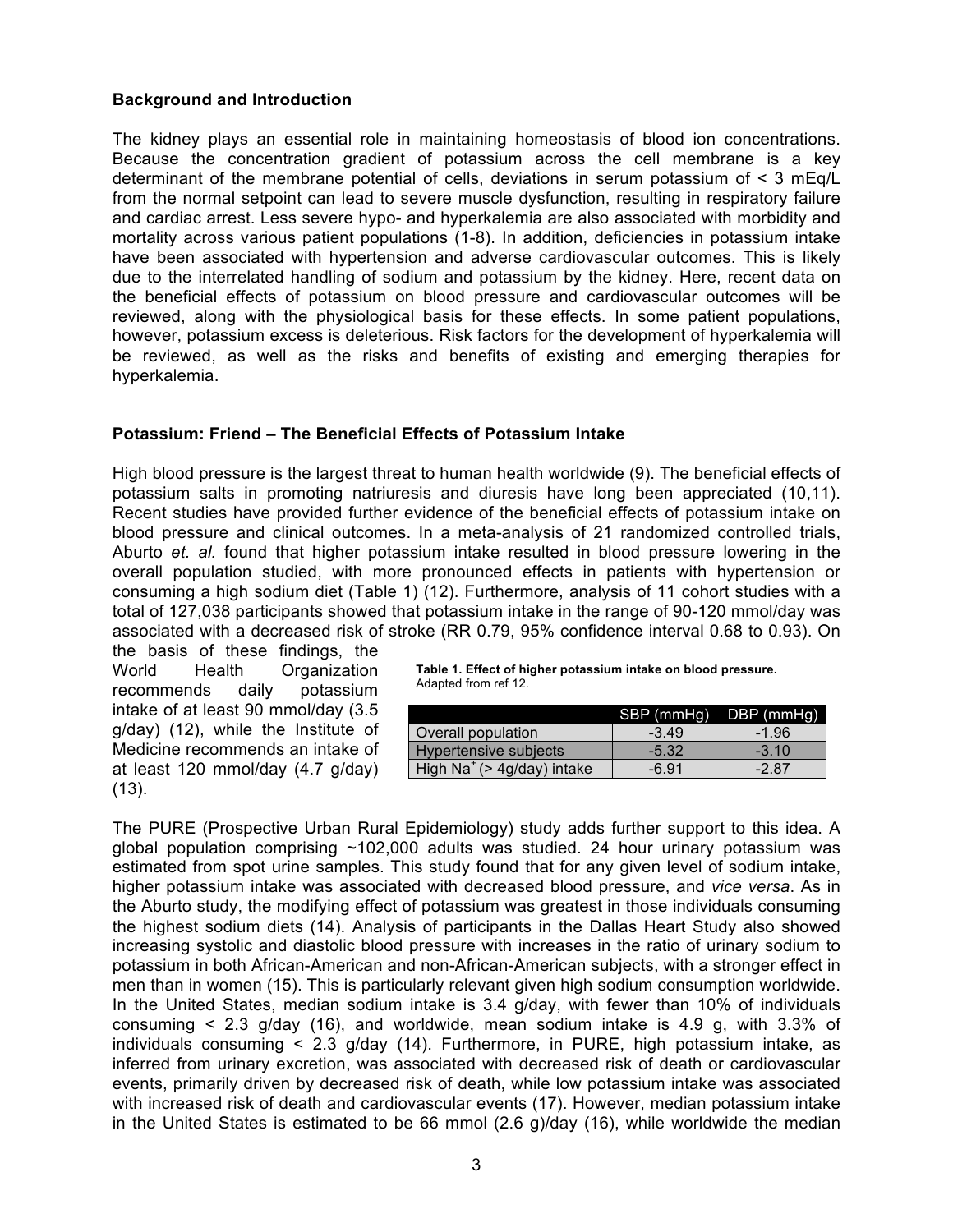### Background and Introduction

The kidney plays an essential role in maintaining homeostasis of blood ion concentrations. Because the concentration gradient of potassium across the cell membrane is a key determinant of the membrane potential of cells, deviations in serum potassium of < 3 mEq/L from the normal setpoint can lead to severe muscle dysfunction, resulting in respiratory failure and cardiac arrest. Less severe hypo- and hyperkalemia are also associated with morbidity and mortality across various patient populations (1-8). In addition, deficiencies in potassium intake have been associated with hypertension and adverse cardiovascular outcomes. This is likely due to the interrelated handling of sodium and potassium by the kidney. Here, recent data on the beneficial effects of potassium on blood pressure and cardiovascular outcomes will be reviewed, along with the physiological basis for these effects. In some patient populations, however, potassium excess is deleterious. Risk factors for the development of hyperkalemia will be reviewed, as well as the risks and benefits of existing and emerging therapies for hyperkalemia.

### Potassium: Friend – The Beneficial Effects of Potassium Intake

High blood pressure is the largest threat to human health worldwide (9). The beneficial effects of potassium salts in promoting natriuresis and diuresis have long been appreciated (10,11). Recent studies have provided further evidence of the beneficial effects of potassium intake on blood pressure and clinical outcomes. In a meta-analysis of 21 randomized controlled trials, Aburto *et. al*. found that higher potassium intake resulted in blood pressure lowering in the overall population studied, with more pronounced effects in patients with hypertension or consuming a high sodium diet (Table 1) (12). Furthermore, analysis of 11 cohort studies with a total of 127,038 participants showed that potassium intake in the range of 90-120 mmol/day was associated with a decreased risk of stroke (RR 0.79, 95% confidence interval 0.68 to 0.93). On the basis of these findings, the World Health Organization recommends daily potassium intake of at least 90 mmol/day (3.5 g/day) (12), while the Institute of Medicine recommends an intake of at least 120 mmol/day (4.7 g/day) (13).

**Table 1. Effect of higher potassium intake on blood pressure.** Adapted from ref 12.

| | SBP (mmHg) | DBP (mmHg) |
|---|---|---|
| Overall population | -3.49 | -1.96 |
| Hypertensive subjects | -5.32 | -3.10 |
| High $Na^+$ (> 4g/day) intake | -6.91 | -2.87 |

The PURE (Prospective Urban Rural Epidemiology) study adds further support to this idea. A global population comprising ~102,000 adults was studied. 24 hour urinary potassium was estimated from spot urine samples. This study found that for any given level of sodium intake, higher potassium intake was associated with decreased blood pressure, and *vice versa*. As in the Aburto study, the modifying effect of potassium was greatest in those individuals consuming the highest sodium diets (14). Analysis of participants in the Dallas Heart Study also showed increasing systolic and diastolic blood pressure with increases in the ratio of urinary sodium to potassium in both African-American and non-African-American subjects, with a stronger effect in men than in women (15). This is particularly relevant given high sodium consumption worldwide. In the United States, median sodium intake is 3.4 g/day, with fewer than 10% of individuals consuming < 2.3 g/day (16), and worldwide, mean sodium intake is 4.9 g, with 3.3% of individuals consuming < 2.3 g/day (14). Furthermore, in PURE, high potassium intake, as inferred from urinary excretion, was associated with decreased risk of death or cardiovascular events, primarily driven by decreased risk of death, while low potassium intake was associated with increased risk of death and cardiovascular events (17). However, median potassium intake in the United States is estimated to be 66 mmol (2.6 g)/day (16), while worldwide the median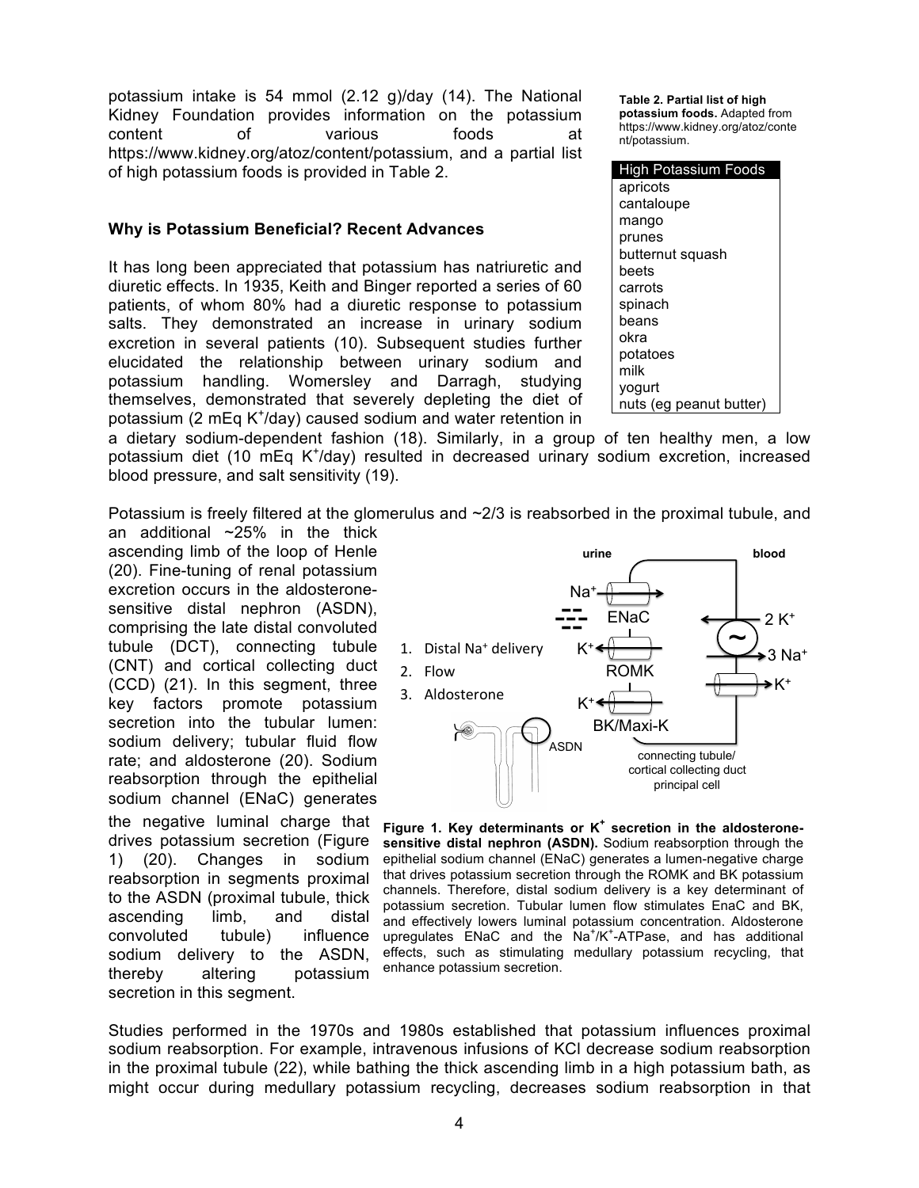potassium intake is 54 mmol (2.12 g)/day (14). The National Kidney Foundation provides information on the potassium content of various foods at https://www.kidney.org/atoz/content/potassium, and a partial list of high potassium foods is provided in Table 2.

**Table 2. Partial list of high potassium foods.** Adapted from https://www.kidney.org/atoz/content/potassium.

| High Potassium Foods |
|---|
| apricots |
| cantaloupe |
| mango |
| prunes |
| butternut squash |
| beets |
| carrots |
| spinach |
| beans |
| okra |
| potatoes |
| milk |
| yogurt |
| nuts (eg peanut butter) |

### Why is Potassium Beneficial? Recent Advances

It has long been appreciated that potassium has natriuretic and diuretic effects. In 1935, Keith and Binger reported a series of 60 patients, of whom 80% had a diuretic response to potassium salts. They demonstrated an increase in urinary sodium excretion in several patients (10). Subsequent studies further elucidated the relationship between urinary sodium and potassium handling. Womersley and Darragh, studying themselves, demonstrated that severely depleting the diet of potassium (2 mEq $K^+$/day) caused sodium and water retention in a dietary sodium-dependent fashion (18). Similarly, in a group of ten healthy men, a low potassium diet (10 mEq $K^+$/day) resulted in decreased urinary sodium excretion, increased blood pressure, and salt sensitivity (19).

Potassium is freely filtered at the glomerulus and ~2/3 is reabsorbed in the proximal tubule, and an additional ~25% in the thick ascending limb of the loop of Henle (20). Fine-tuning of renal potassium excretion occurs in the aldosterone-sensitive distal nephron (ASDN), comprising the late distal convoluted tubule (DCT), connecting tubule (CNT) and cortical collecting duct (CCD) (21). In this segment, three key factors promote potassium secretion into the tubular lumen: sodium delivery; tubular fluid flow rate; and aldosterone (20). Sodium reabsorption through the epithelial sodium channel (ENaC) generates the negative luminal charge that drives potassium secretion (Figure 1) (20). Changes in sodium reabsorption in segments proximal to the ASDN (proximal tubule, thick ascending limb, and distal convoluted tubule) influence sodium delivery to the ASDN, thereby altering potassium secretion in this segment.

**Figure 1. Key determinants or $K^+$ secretion in the aldosterone-sensitive distal nephron (ASDN).** Sodium reabsorption through the epithelial sodium channel (ENaC) generates a lumen-negative charge that drives potassium secretion through the ROMK and BK potassium channels. Therefore, distal sodium delivery is a key determinant of potassium secretion. Tubular lumen flow stimulates EnaC and BK, and effectively lowers luminal potassium concentration. Aldosterone upregulates ENaC and the $Na^+/K^+$-ATPase, and has additional effects, such as stimulating medullary potassium recycling, that enhance potassium secretion.

Studies performed in the 1970s and 1980s established that potassium influences proximal sodium reabsorption. For example, intravenous infusions of KCl decrease sodium reabsorption in the proximal tubule (22), while bathing the thick ascending limb in a high potassium bath, as might occur during medullary potassium recycling, decreases sodium reabsorption in that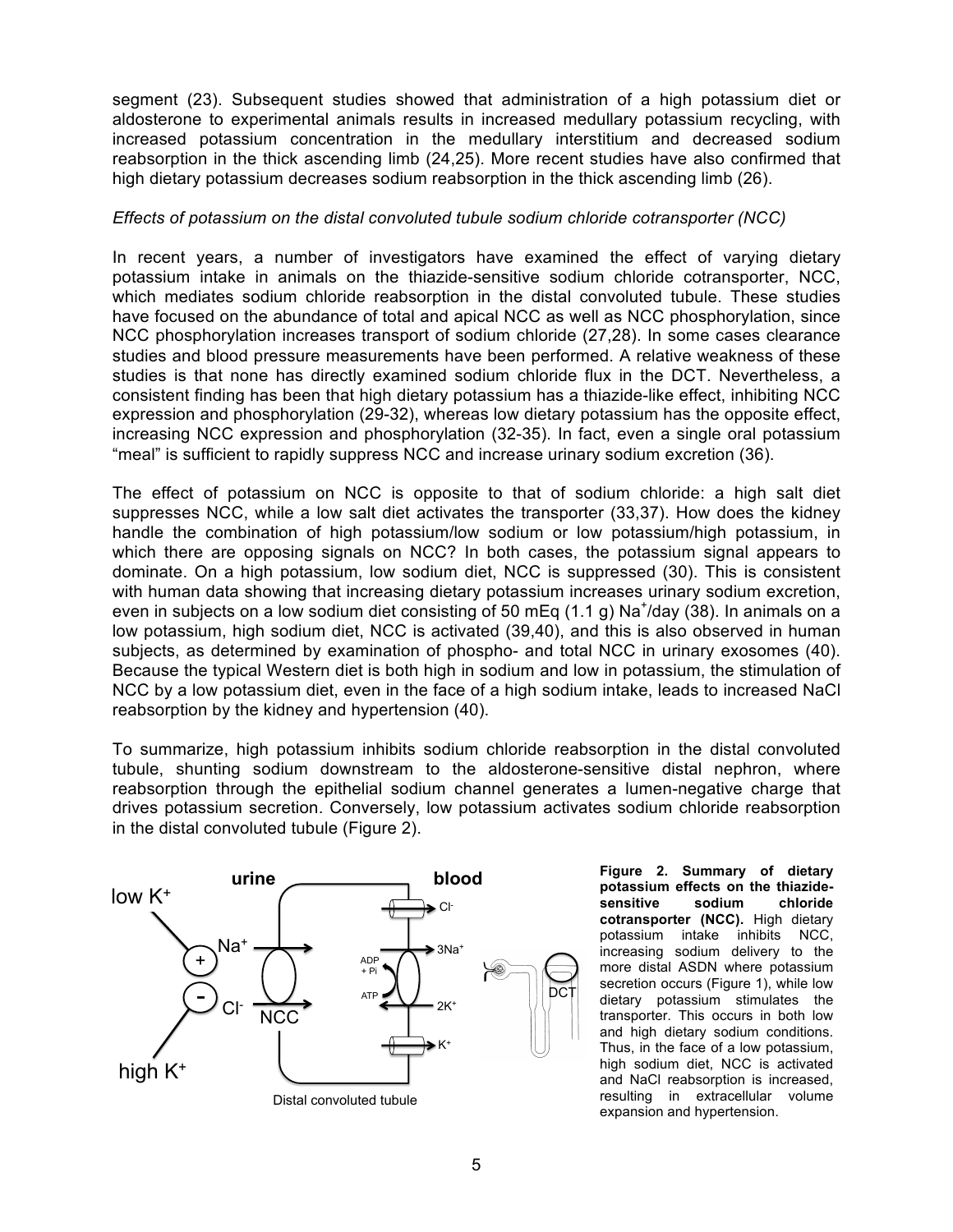segment (23). Subsequent studies showed that administration of a high potassium diet or aldosterone to experimental animals results in increased medullary potassium recycling, with increased potassium concentration in the medullary interstitium and decreased sodium reabsorption in the thick ascending limb (24,25). More recent studies have also confirmed that high dietary potassium decreases sodium reabsorption in the thick ascending limb (26).

*Effects of potassium on the distal convoluted tubule sodium chloride cotransporter (NCC)*

In recent years, a number of investigators have examined the effect of varying dietary potassium intake in animals on the thiazide-sensitive sodium chloride cotransporter, NCC, which mediates sodium chloride reabsorption in the distal convoluted tubule. These studies have focused on the abundance of total and apical NCC as well as NCC phosphorylation, since NCC phosphorylation increases transport of sodium chloride (27,28). In some cases clearance studies and blood pressure measurements have been performed. A relative weakness of these studies is that none has directly examined sodium chloride flux in the DCT. Nevertheless, a consistent finding has been that high dietary potassium has a thiazide-like effect, inhibiting NCC expression and phosphorylation (29-32), whereas low dietary potassium has the opposite effect, increasing NCC expression and phosphorylation (32-35). In fact, even a single oral potassium "meal" is sufficient to rapidly suppress NCC and increase urinary sodium excretion (36).

The effect of potassium on NCC is opposite to that of sodium chloride: a high salt diet suppresses NCC, while a low salt diet activates the transporter (33,37). How does the kidney handle the combination of high potassium/low sodium or low potassium/high potassium, in which there are opposing signals on NCC? In both cases, the potassium signal appears to dominate. On a high potassium, low sodium diet, NCC is suppressed (30). This is consistent with human data showing that increasing dietary potassium increases urinary sodium excretion, even in subjects on a low sodium diet consisting of 50 mEq (1.1 g) $Na^+$/day (38). In animals on a low potassium, high sodium diet, NCC is activated (39,40), and this is also observed in human subjects, as determined by examination of phospho- and total NCC in urinary exosomes (40). Because the typical Western diet is both high in sodium and low in potassium, the stimulation of NCC by a low potassium diet, even in the face of a high sodium intake, leads to increased NaCl reabsorption by the kidney and hypertension (40).

To summarize, high potassium inhibits sodium chloride reabsorption in the distal convoluted tubule, shunting sodium downstream to the aldosterone-sensitive distal nephron, where reabsorption through the epithelial sodium channel generates a lumen-negative charge that drives potassium secretion. Conversely, low potassium activates sodium chloride reabsorption in the distal convoluted tubule (Figure 2).

**Figure 2. Summary of dietary potassium effects on the thiazide-sensitive sodium chloride cotransporter (NCC).** High dietary potassium intake inhibits NCC, increasing sodium delivery to the more distal ASDN where potassium secretion occurs (Figure 1), while low dietary potassium stimulates the transporter. This occurs in both low and high dietary sodium conditions. Thus, in the face of a low potassium, high sodium diet, NCC is activated and NaCl reabsorption is increased, resulting in extracellular volume expansion and hypertension.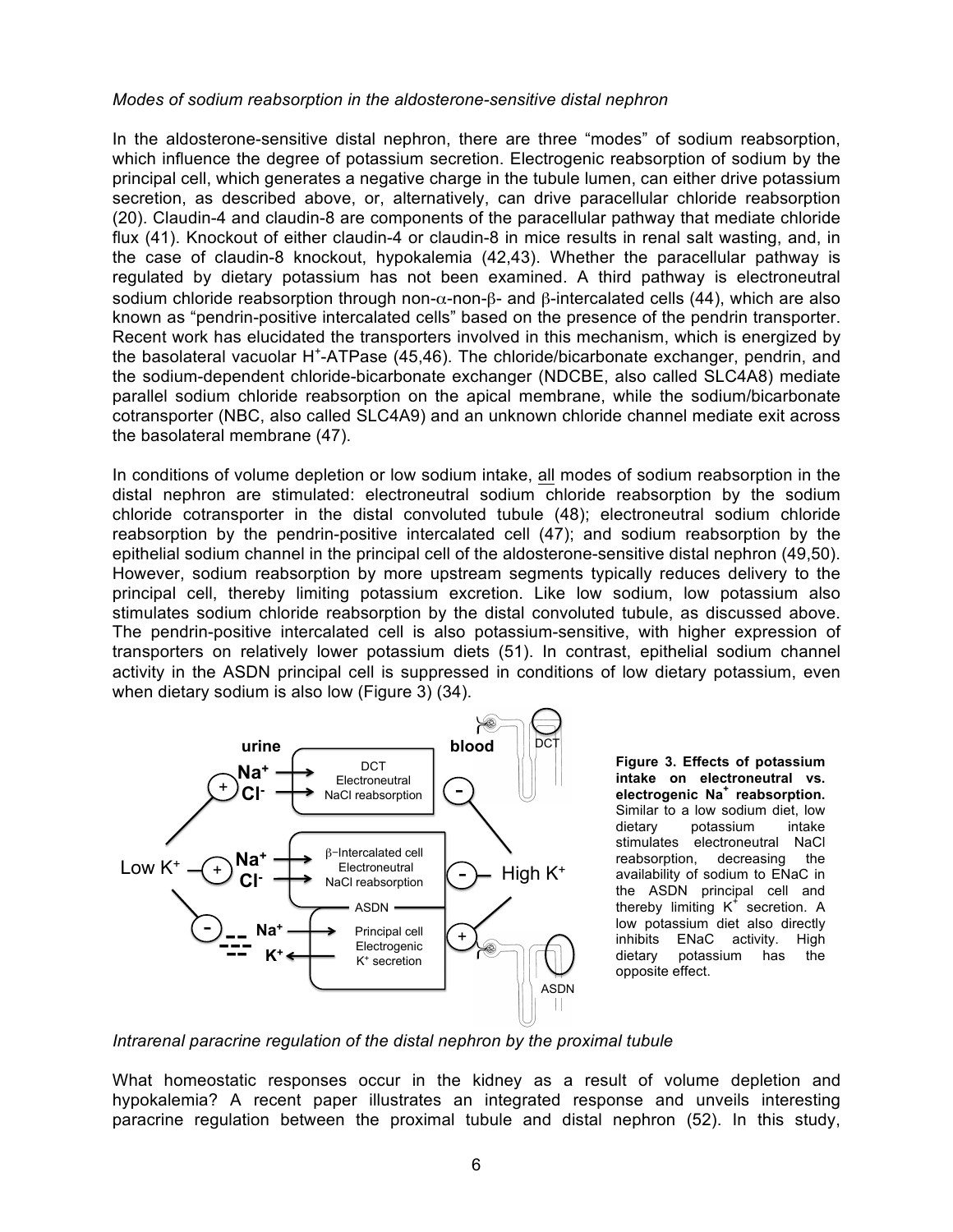*Modes of sodium reabsorption in the aldosterone-sensitive distal nephron*

In the aldosterone-sensitive distal nephron, there are three "modes" of sodium reabsorption, which influence the degree of potassium secretion. Electrogenic reabsorption of sodium by the principal cell, which generates a negative charge in the tubule lumen, can either drive potassium secretion, as described above, or, alternatively, can drive paracellular chloride reabsorption (20). Claudin-4 and claudin-8 are components of the paracellular pathway that mediate chloride flux (41). Knockout of either claudin-4 or claudin-8 in mice results in renal salt wasting, and, in the case of claudin-8 knockout, hypokalemia (42,43). Whether the paracellular pathway is regulated by dietary potassium has not been examined. A third pathway is electroneutral sodium chloride reabsorption through non-$\alpha$-non-$\beta$- and $\beta$-intercalated cells (44), which are also known as "pendrin-positive intercalated cells" based on the presence of the pendrin transporter. Recent work has elucidated the transporters involved in this mechanism, which is energized by the basolateral vacuolar $H^+$-ATPase (45,46). The chloride/bicarbonate exchanger, pendrin, and the sodium-dependent chloride-bicarbonate exchanger (NDCBE, also called SLC4A8) mediate parallel sodium chloride reabsorption on the apical membrane, while the sodium/bicarbonate cotransporter (NBC, also called SLC4A9) and an unknown chloride channel mediate exit across the basolateral membrane (47).

In conditions of volume depletion or low sodium intake, <u>all</u> modes of sodium reabsorption in the distal nephron are stimulated: electroneutral sodium chloride reabsorption by the sodium chloride cotransporter in the distal convoluted tubule (48); electroneutral sodium chloride reabsorption by the pendrin-positive intercalated cell (47); and sodium reabsorption by the epithelial sodium channel in the principal cell of the aldosterone-sensitive distal nephron (49,50). However, sodium reabsorption by more upstream segments typically reduces delivery to the principal cell, thereby limiting potassium excretion. Like low sodium, low potassium also stimulates sodium chloride reabsorption by the distal convoluted tubule, as discussed above. The pendrin-positive intercalated cell is also potassium-sensitive, with higher expression of transporters on relatively lower potassium diets (51). In contrast, epithelial sodium channel activity in the ASDN principal cell is suppressed in conditions of low dietary potassium, even when dietary sodium is also low (Figure 3) (34).

**Figure 3. Effects of potassium intake on electroneutral vs. electrogenic $Na^+$ reabsorption.** Similar to a low sodium diet, low dietary potassium intake stimulates electroneutral NaCl reabsorption, decreasing the availability of sodium to ENaC in the ASDN principal cell and thereby limiting $K^+$ secretion. A low potassium diet also directly inhibits ENaC activity. High dietary potassium has the opposite effect.

*Intrarenal paracrine regulation of the distal nephron by the proximal tubule*

What homeostatic responses occur in the kidney as a result of volume depletion and hypokalemia? A recent paper illustrates an integrated response and unveils interesting paracrine regulation between the proximal tubule and distal nephron (52). In this study,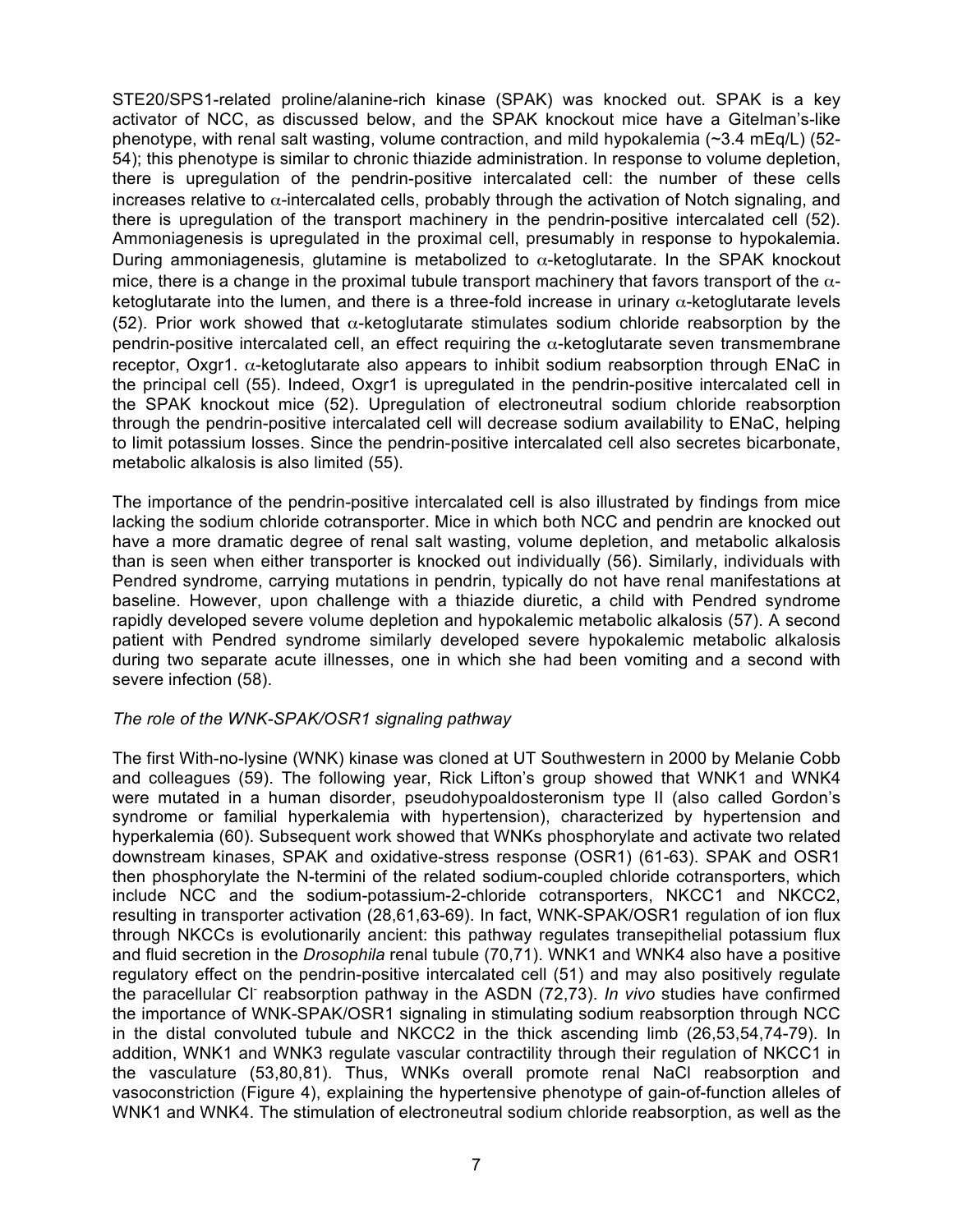STE20/SPS1-related proline/alanine-rich kinase (SPAK) was knocked out. SPAK is a key activator of NCC, as discussed below, and the SPAK knockout mice have a Gitelman's-like phenotype, with renal salt wasting, volume contraction, and mild hypokalemia (~3.4 mEq/L) (52-54); this phenotype is similar to chronic thiazide administration. In response to volume depletion, there is upregulation of the pendrin-positive intercalated cell: the number of these cells increases relative to $\alpha$-intercalated cells, probably through the activation of Notch signaling, and there is upregulation of the transport machinery in the pendrin-positive intercalated cell (52). Ammoniagenesis is upregulated in the proximal cell, presumably in response to hypokalemia. During ammoniagenesis, glutamine is metabolized to $\alpha$-ketoglutarate. In the SPAK knockout mice, there is a change in the proximal tubule transport machinery that favors transport of the $\alpha$-ketoglutarate into the lumen, and there is a three-fold increase in urinary $\alpha$-ketoglutarate levels (52). Prior work showed that $\alpha$-ketoglutarate stimulates sodium chloride reabsorption by the pendrin-positive intercalated cell, an effect requiring the $\alpha$-ketoglutarate seven transmembrane receptor, Oxgr1. $\alpha$-ketoglutarate also appears to inhibit sodium reabsorption through ENaC in the principal cell (55). Indeed, Oxgr1 is upregulated in the pendrin-positive intercalated cell in the SPAK knockout mice (52). Upregulation of electroneutral sodium chloride reabsorption through the pendrin-positive intercalated cell will decrease sodium availability to ENaC, helping to limit potassium losses. Since the pendrin-positive intercalated cell also secretes bicarbonate, metabolic alkalosis is also limited (55).

The importance of the pendrin-positive intercalated cell is also illustrated by findings from mice lacking the sodium chloride cotransporter. Mice in which both NCC and pendrin are knocked out have a more dramatic degree of renal salt wasting, volume depletion, and metabolic alkalosis than is seen when either transporter is knocked out individually (56). Similarly, individuals with Pendred syndrome, carrying mutations in pendrin, typically do not have renal manifestations at baseline. However, upon challenge with a thiazide diuretic, a child with Pendred syndrome rapidly developed severe volume depletion and hypokalemic metabolic alkalosis (57). A second patient with Pendred syndrome similarly developed severe hypokalemic metabolic alkalosis during two separate acute illnesses, one in which she had been vomiting and a second with severe infection (58).

*The role of the WNK-SPAK/OSR1 signaling pathway*

The first With-no-lysine (WNK) kinase was cloned at UT Southwestern in 2000 by Melanie Cobb and colleagues (59). The following year, Rick Lifton's group showed that WNK1 and WNK4 were mutated in a human disorder, pseudohypoaldosteronism type II (also called Gordon's syndrome or familial hyperkalemia with hypertension), characterized by hypertension and hyperkalemia (60). Subsequent work showed that WNKs phosphorylate and activate two related downstream kinases, SPAK and oxidative-stress response (OSR1) (61-63). SPAK and OSR1 then phosphorylate the N-termini of the related sodium-coupled chloride cotransporters, which include NCC and the sodium-potassium-2-chloride cotransporters, NKCC1 and NKCC2, resulting in transporter activation (28,61,63-69). In fact, WNK-SPAK/OSR1 regulation of ion flux through NKCCs is evolutionarily ancient: this pathway regulates transepithelial potassium flux and fluid secretion in the *Drosophila* renal tubule (70,71). WNK1 and WNK4 also have a positive regulatory effect on the pendrin-positive intercalated cell (51) and may also positively regulate the paracellular $Cl^-$ reabsorption pathway in the ASDN (72,73). *In vivo* studies have confirmed the importance of WNK-SPAK/OSR1 signaling in stimulating sodium reabsorption through NCC in the distal convoluted tubule and NKCC2 in the thick ascending limb (26,53,54,74-79). In addition, WNK1 and WNK3 regulate vascular contractility through their regulation of NKCC1 in the vasculature (53,80,81). Thus, WNKs overall promote renal NaCl reabsorption and vasoconstriction (Figure 4), explaining the hypertensive phenotype of gain-of-function alleles of WNK1 and WNK4. The stimulation of electroneutral sodium chloride reabsorption, as well as the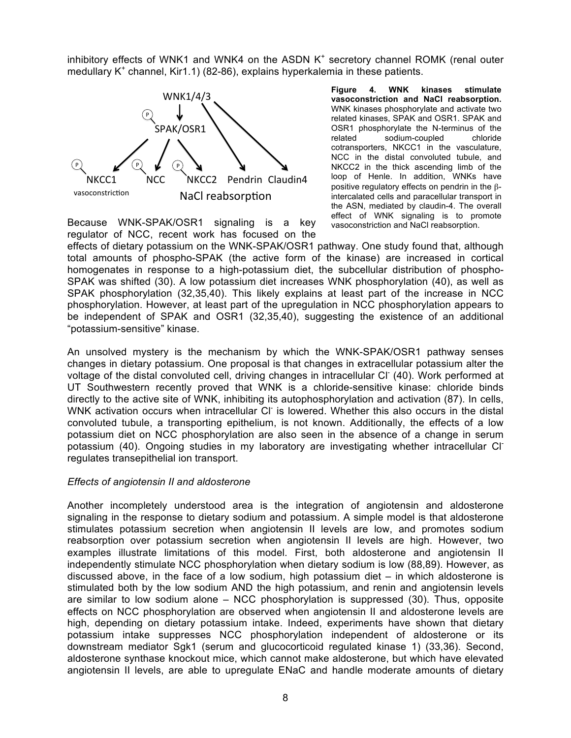inhibitory effects of WNK1 and WNK4 on the ASDN $K^+$ secretory channel ROMK (renal outer medullary $K^+$ channel, Kir1.1) (82-86), explains hyperkalemia in these patients.

**Figure 4. WNK kinases stimulate vasoconstriction and NaCl reabsorption.** WNK kinases phosphorylate and activate two related kinases, SPAK and OSR1. SPAK and OSR1 phosphorylate the N-terminus of the related sodium-coupled chloride cotransporters, NKCC1 in the vasculature, NCC in the distal convoluted tubule, and NKCC2 in the thick ascending limb of the loop of Henle. In addition, WNKs have positive regulatory effects on pendrin in the β-intercalated cells and paracellular transport in the ASN, mediated by claudin-4. The overall effect of WNK signaling is to promote vasoconstriction and NaCl reabsorption.

Because WNK-SPAK/OSR1 signaling is a key regulator of NCC, recent work has focused on the effects of dietary potassium on the WNK-SPAK/OSR1 pathway. One study found that, although total amounts of phospho-SPAK (the active form of the kinase) are increased in cortical homogenates in response to a high-potassium diet, the subcellular distribution of phospho-SPAK was shifted (30). A low potassium diet increases WNK phosphorylation (40), as well as SPAK phosphorylation (32,35,40). This likely explains at least part of the increase in NCC phosphorylation. However, at least part of the upregulation in NCC phosphorylation appears to be independent of SPAK and OSR1 (32,35,40), suggesting the existence of an additional "potassium-sensitive" kinase.

An unsolved mystery is the mechanism by which the WNK-SPAK/OSR1 pathway senses changes in dietary potassium. One proposal is that changes in extracellular potassium alter the voltage of the distal convoluted cell, driving changes in intracellular $Cl^-$ (40). Work performed at UT Southwestern recently proved that WNK is a chloride-sensitive kinase: chloride binds directly to the active site of WNK, inhibiting its autophosphorylation and activation (87). In cells, WNK activation occurs when intracellular $Cl^-$ is lowered. Whether this also occurs in the distal convoluted tubule, a transporting epithelium, is not known. Additionally, the effects of a low potassium diet on NCC phosphorylation are also seen in the absence of a change in serum potassium (40). Ongoing studies in my laboratory are investigating whether intracellular $Cl^-$ regulates transepithelial ion transport.

*Effects of angiotensin II and aldosterone*

Another incompletely understood area is the integration of angiotensin and aldosterone signaling in the response to dietary sodium and potassium. A simple model is that aldosterone stimulates potassium secretion when angiotensin II levels are low, and promotes sodium reabsorption over potassium secretion when angiotensin II levels are high. However, two examples illustrate limitations of this model. First, both aldosterone and angiotensin II independently stimulate NCC phosphorylation when dietary sodium is low (88,89). However, as discussed above, in the face of a low sodium, high potassium diet – in which aldosterone is stimulated both by the low sodium AND the high potassium, and renin and angiotensin levels are similar to low sodium alone – NCC phosphorylation is suppressed (30). Thus, opposite effects on NCC phosphorylation are observed when angiotensin II and aldosterone levels are high, depending on dietary potassium intake. Indeed, experiments have shown that dietary potassium intake suppresses NCC phosphorylation independent of aldosterone or its downstream mediator Sgk1 (serum and glucocorticoid regulated kinase 1) (33,36). Second, aldosterone synthase knockout mice, which cannot make aldosterone, but which have elevated angiotensin II levels, are able to upregulate ENaC and handle moderate amounts of dietary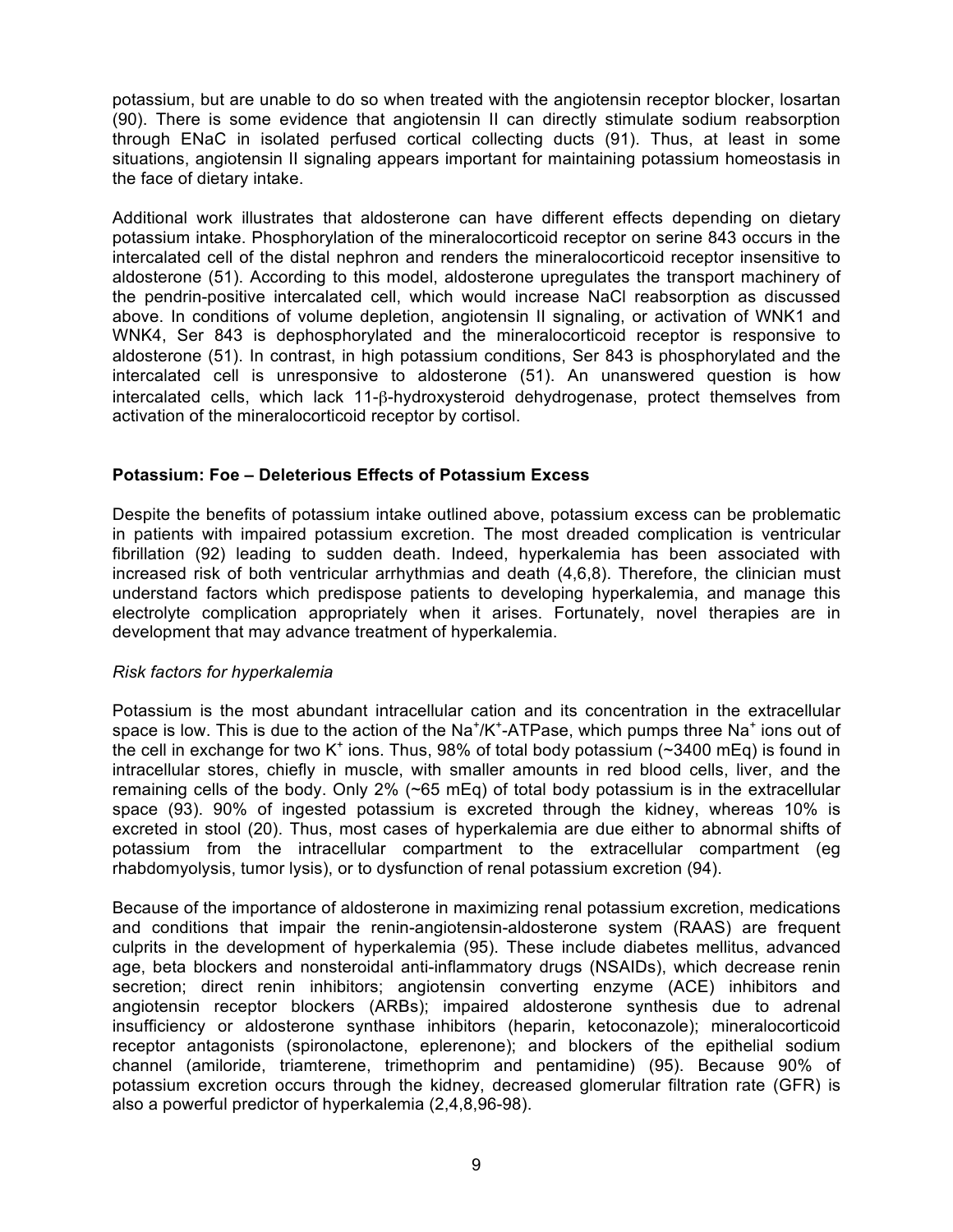potassium, but are unable to do so when treated with the angiotensin receptor blocker, losartan (90). There is some evidence that angiotensin II can directly stimulate sodium reabsorption through ENaC in isolated perfused cortical collecting ducts (91). Thus, at least in some situations, angiotensin II signaling appears important for maintaining potassium homeostasis in the face of dietary intake.

Additional work illustrates that aldosterone can have different effects depending on dietary potassium intake. Phosphorylation of the mineralocorticoid receptor on serine 843 occurs in the intercalated cell of the distal nephron and renders the mineralocorticoid receptor insensitive to aldosterone (51). According to this model, aldosterone upregulates the transport machinery of the pendrin-positive intercalated cell, which would increase NaCl reabsorption as discussed above. In conditions of volume depletion, angiotensin II signaling, or activation of WNK1 and WNK4, Ser 843 is dephosphorylated and the mineralocorticoid receptor is responsive to aldosterone (51). In contrast, in high potassium conditions, Ser 843 is phosphorylated and the intercalated cell is unresponsive to aldosterone (51). An unanswered question is how intercalated cells, which lack 11-β-hydroxysteroid dehydrogenase, protect themselves from activation of the mineralocorticoid receptor by cortisol.

## Potassium: Foe – Deleterious Effects of Potassium Excess

Despite the benefits of potassium intake outlined above, potassium excess can be problematic in patients with impaired potassium excretion. The most dreaded complication is ventricular fibrillation (92) leading to sudden death. Indeed, hyperkalemia has been associated with increased risk of both ventricular arrhythmias and death (4,6,8). Therefore, the clinician must understand factors which predispose patients to developing hyperkalemia, and manage this electrolyte complication appropriately when it arises. Fortunately, novel therapies are in development that may advance treatment of hyperkalemia.

### *Risk factors for hyperkalemia*

Potassium is the most abundant intracellular cation and its concentration in the extracellular space is low. This is due to the action of the $Na^+/K^+$-ATPase, which pumps three $Na^+$ ions out of the cell in exchange for two $K^+$ ions. Thus, 98% of total body potassium (~3400 mEq) is found in intracellular stores, chiefly in muscle, with smaller amounts in red blood cells, liver, and the remaining cells of the body. Only 2% (~65 mEq) of total body potassium is in the extracellular space (93). 90% of ingested potassium is excreted through the kidney, whereas 10% is excreted in stool (20). Thus, most cases of hyperkalemia are due either to abnormal shifts of potassium from the intracellular compartment to the extracellular compartment (eg rhabdomyolysis, tumor lysis), or to dysfunction of renal potassium excretion (94).

Because of the importance of aldosterone in maximizing renal potassium excretion, medications and conditions that impair the renin-angiotensin-aldosterone system (RAAS) are frequent culprits in the development of hyperkalemia (95). These include diabetes mellitus, advanced age, beta blockers and nonsteroidal anti-inflammatory drugs (NSAIDs), which decrease renin secretion; direct renin inhibitors; angiotensin converting enzyme (ACE) inhibitors and angiotensin receptor blockers (ARBs); impaired aldosterone synthesis due to adrenal insufficiency or aldosterone synthase inhibitors (heparin, ketoconazole); mineralocorticoid receptor antagonists (spironolactone, eplerenone); and blockers of the epithelial sodium channel (amiloride, triamterene, trimethoprim and pentamidine) (95). Because 90% of potassium excretion occurs through the kidney, decreased glomerular filtration rate (GFR) is also a powerful predictor of hyperkalemia (2,4,8,96-98).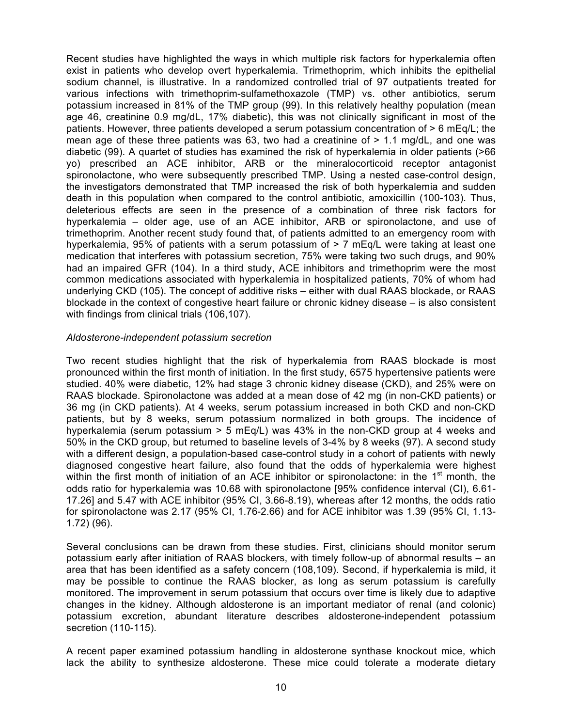Recent studies have highlighted the ways in which multiple risk factors for hyperkalemia often exist in patients who develop overt hyperkalemia. Trimethoprim, which inhibits the epithelial sodium channel, is illustrative. In a randomized controlled trial of 97 outpatients treated for various infections with trimethoprim-sulfamethoxazole (TMP) vs. other antibiotics, serum potassium increased in 81% of the TMP group (99). In this relatively healthy population (mean age 46, creatinine 0.9 mg/dL, 17% diabetic), this was not clinically significant in most of the patients. However, three patients developed a serum potassium concentration of > 6 mEq/L; the mean age of these three patients was 63, two had a creatinine of > 1.1 mg/dL, and one was diabetic (99). A quartet of recent studies has examined the risk of hyperkalemia in older patients (>66 yo) prescribed an ACE inhibitor, ARB or the mineralocorticoid receptor antagonist spironolactone, who were subsequently prescribed TMP. Using a nested case-control design, the investigators demonstrated that TMP increased the risk of both hyperkalemia and sudden death in this population when compared to the control antibiotic, amoxicillin (100-103). Thus, deleterious effects are seen in the presence of a combination of three risk factors for hyperkalemia – older age, use of an ACE inhibitor, ARB or spironolactone, and use of trimethoprim. Another recent study found that, of patients admitted to an emergency room with hyperkalemia, 95% of patients with a serum potassium of > 7 mEq/L were taking at least one medication that interferes with potassium secretion, 75% were taking two such drugs, and 90% had an impaired GFR (104). In a third study, ACE inhibitors and trimethoprim were the most common medications associated with hyperkalemia in hospitalized patients, 70% of whom had underlying CKD (105). The concept of additive risks – either with dual RAAS blockade, or RAAS blockade in the context of congestive heart failure or chronic kidney disease – is also consistent with findings from clinical trials (106,107).

*Aldosterone-independent potassium secretion*

Two recent studies highlight that the risk of hyperkalemia from RAAS blockade is most pronounced within the first month of initiation. In the first study, 6575 hypertensive patients were studied. 40% were diabetic, 12% had stage 3 chronic kidney disease (CKD), and 25% were on RAAS blockade. Spironolactone was added at a mean dose of 42 mg (in non-CKD patients) or 36 mg (in CKD patients). At 4 weeks, serum potassium increased in both CKD and non-CKD patients, but by 8 weeks, serum potassium normalized in both groups. The incidence of hyperkalemia (serum potassium > 5 mEq/L) was 43% in the non-CKD group at 4 weeks and 50% in the CKD group, but returned to baseline levels of 3-4% by 8 weeks (97). A second study with a different design, a population-based case-control study in a cohort of patients with newly diagnosed congestive heart failure, also found that the odds of hyperkalemia were highest within the first month of initiation of an ACE inhibitor or spironolactone: in the 1st month, the odds ratio for hyperkalemia was 10.68 with spironolactone [95% confidence interval (CI), 6.61-17.26] and 5.47 with ACE inhibitor (95% CI, 3.66-8.19), whereas after 12 months, the odds ratio for spironolactone was 2.17 (95% CI, 1.76-2.66) and for ACE inhibitor was 1.39 (95% CI, 1.13-1.72) (96).

Several conclusions can be drawn from these studies. First, clinicians should monitor serum potassium early after initiation of RAAS blockers, with timely follow-up of abnormal results – an area that has been identified as a safety concern (108,109). Second, if hyperkalemia is mild, it may be possible to continue the RAAS blocker, as long as serum potassium is carefully monitored. The improvement in serum potassium that occurs over time is likely due to adaptive changes in the kidney. Although aldosterone is an important mediator of renal (and colonic) potassium excretion, abundant literature describes aldosterone-independent potassium secretion (110-115).

A recent paper examined potassium handling in aldosterone synthase knockout mice, which lack the ability to synthesize aldosterone. These mice could tolerate a moderate dietary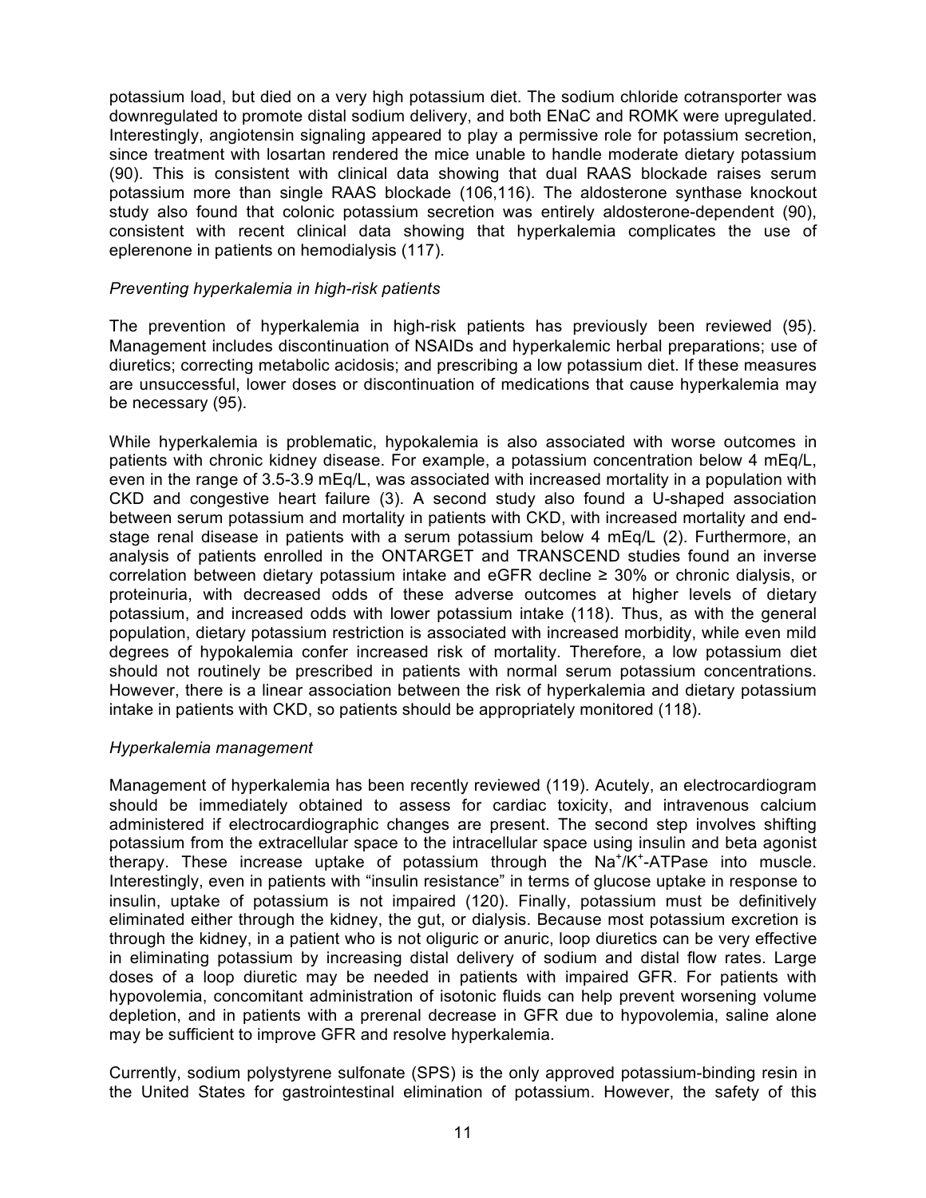potassium load, but died on a very high potassium diet. The sodium chloride cotransporter was downregulated to promote distal sodium delivery, and both ENaC and ROMK were upregulated. Interestingly, angiotensin signaling appeared to play a permissive role for potassium secretion, since treatment with losartan rendered the mice unable to handle moderate dietary potassium (90). This is consistent with clinical data showing that dual RAAS blockade raises serum potassium more than single RAAS blockade (106,116). The aldosterone synthase knockout study also found that colonic potassium secretion was entirely aldosterone-dependent (90), consistent with recent clinical data showing that hyperkalemia complicates the use of eplerenone in patients on hemodialysis (117).

*Preventing hyperkalemia in high-risk patients*

The prevention of hyperkalemia in high-risk patients has previously been reviewed (95). Management includes discontinuation of NSAIDs and hyperkalemic herbal preparations; use of diuretics; correcting metabolic acidosis; and prescribing a low potassium diet. If these measures are unsuccessful, lower doses or discontinuation of medications that cause hyperkalemia may be necessary (95).

While hyperkalemia is problematic, hypokalemia is also associated with worse outcomes in patients with chronic kidney disease. For example, a potassium concentration below 4 mEq/L, even in the range of 3.5-3.9 mEq/L, was associated with increased mortality in a population with CKD and congestive heart failure (3). A second study also found a U-shaped association between serum potassium and mortality in patients with CKD, with increased mortality and end-stage renal disease in patients with a serum potassium below 4 mEq/L (2). Furthermore, an analysis of patients enrolled in the ONTARGET and TRANSCEND studies found an inverse correlation between dietary potassium intake and eGFR decline ≥ 30% or chronic dialysis, or proteinuria, with decreased odds of these adverse outcomes at higher levels of dietary potassium, and increased odds with lower potassium intake (118). Thus, as with the general population, dietary potassium restriction is associated with increased morbidity, while even mild degrees of hypokalemia confer increased risk of mortality. Therefore, a low potassium diet should not routinely be prescribed in patients with normal serum potassium concentrations. However, there is a linear association between the risk of hyperkalemia and dietary potassium intake in patients with CKD, so patients should be appropriately monitored (118).

*Hyperkalemia management*

Management of hyperkalemia has been recently reviewed (119). Acutely, an electrocardiogram should be immediately obtained to assess for cardiac toxicity, and intravenous calcium administered if electrocardiographic changes are present. The second step involves shifting potassium from the extracellular space to the intracellular space using insulin and beta agonist therapy. These increase uptake of potassium through the $Na^+/K^+$-ATPase into muscle. Interestingly, even in patients with "insulin resistance" in terms of glucose uptake in response to insulin, uptake of potassium is not impaired (120). Finally, potassium must be definitively eliminated either through the kidney, the gut, or dialysis. Because most potassium excretion is through the kidney, in a patient who is not oliguric or anuric, loop diuretics can be very effective in eliminating potassium by increasing distal delivery of sodium and distal flow rates. Large doses of a loop diuretic may be needed in patients with impaired GFR. For patients with hypovolemia, concomitant administration of isotonic fluids can help prevent worsening volume depletion, and in patients with a prerenal decrease in GFR due to hypovolemia, saline alone may be sufficient to improve GFR and resolve hyperkalemia.

Currently, sodium polystyrene sulfonate (SPS) is the only approved potassium-binding resin in the United States for gastrointestinal elimination of potassium. However, the safety of this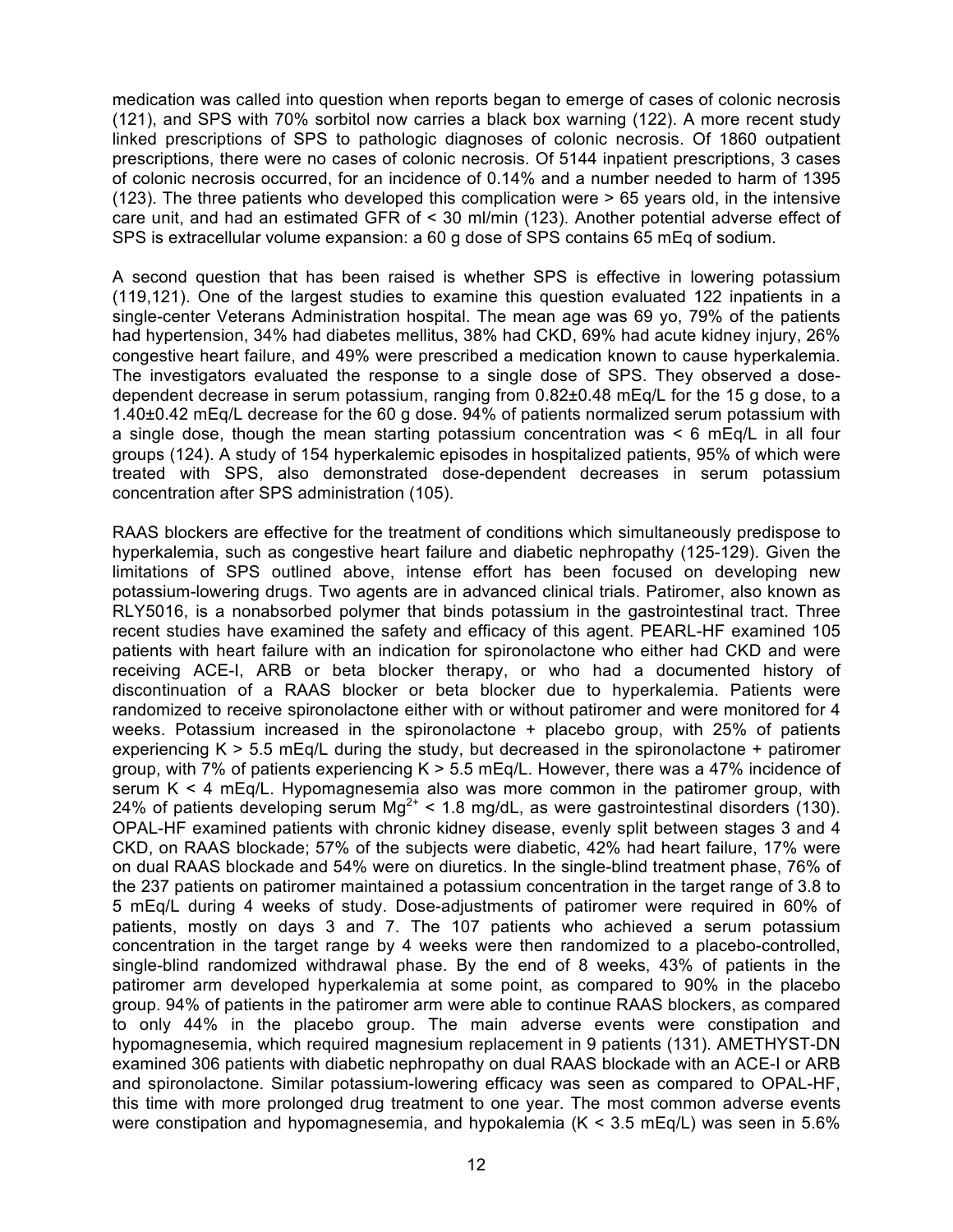medication was called into question when reports began to emerge of cases of colonic necrosis (121), and SPS with 70% sorbitol now carries a black box warning (122). A more recent study linked prescriptions of SPS to pathologic diagnoses of colonic necrosis. Of 1860 outpatient prescriptions, there were no cases of colonic necrosis. Of 5144 inpatient prescriptions, 3 cases of colonic necrosis occurred, for an incidence of 0.14% and a number needed to harm of 1395 (123). The three patients who developed this complication were > 65 years old, in the intensive care unit, and had an estimated GFR of < 30 ml/min (123). Another potential adverse effect of SPS is extracellular volume expansion: a 60 g dose of SPS contains 65 mEq of sodium.

A second question that has been raised is whether SPS is effective in lowering potassium (119,121). One of the largest studies to examine this question evaluated 122 inpatients in a single-center Veterans Administration hospital. The mean age was 69 yo, 79% of the patients had hypertension, 34% had diabetes mellitus, 38% had CKD, 69% had acute kidney injury, 26% congestive heart failure, and 49% were prescribed a medication known to cause hyperkalemia. The investigators evaluated the response to a single dose of SPS. They observed a dose-dependent decrease in serum potassium, ranging from 0.82±0.48 mEq/L for the 15 g dose, to a 1.40±0.42 mEq/L decrease for the 60 g dose. 94% of patients normalized serum potassium with a single dose, though the mean starting potassium concentration was < 6 mEq/L in all four groups (124). A study of 154 hyperkalemic episodes in hospitalized patients, 95% of which were treated with SPS, also demonstrated dose-dependent decreases in serum potassium concentration after SPS administration (105).

RAAS blockers are effective for the treatment of conditions which simultaneously predispose to hyperkalemia, such as congestive heart failure and diabetic nephropathy (125-129). Given the limitations of SPS outlined above, intense effort has been focused on developing new potassium-lowering drugs. Two agents are in advanced clinical trials. Patiromer, also known as RLY5016, is a nonabsorbed polymer that binds potassium in the gastrointestinal tract. Three recent studies have examined the safety and efficacy of this agent. PEARL-HF examined 105 patients with heart failure with an indication for spironolactone who either had CKD and were receiving ACE-I, ARB or beta blocker therapy, or who had a documented history of discontinuation of a RAAS blocker or beta blocker due to hyperkalemia. Patients were randomized to receive spironolactone either with or without patiromer and were monitored for 4 weeks. Potassium increased in the spironolactone + placebo group, with 25% of patients experiencing K > 5.5 mEq/L during the study, but decreased in the spironolactone + patiromer group, with 7% of patients experiencing K > 5.5 mEq/L. However, there was a 47% incidence of serum K < 4 mEq/L. Hypomagnesemia also was more common in the patiromer group, with 24% of patients developing serum $Mg^{2+}$ < 1.8 mg/dL, as were gastrointestinal disorders (130). OPAL-HF examined patients with chronic kidney disease, evenly split between stages 3 and 4 CKD, on RAAS blockade; 57% of the subjects were diabetic, 42% had heart failure, 17% were on dual RAAS blockade and 54% were on diuretics. In the single-blind treatment phase, 76% of the 237 patients on patiromer maintained a potassium concentration in the target range of 3.8 to 5 mEq/L during 4 weeks of study. Dose-adjustments of patiromer were required in 60% of patients, mostly on days 3 and 7. The 107 patients who achieved a serum potassium concentration in the target range by 4 weeks were then randomized to a placebo-controlled, single-blind randomized withdrawal phase. By the end of 8 weeks, 43% of patients in the patiromer arm developed hyperkalemia at some point, as compared to 90% in the placebo group. 94% of patients in the patiromer arm were able to continue RAAS blockers, as compared to only 44% in the placebo group. The main adverse events were constipation and hypomagnesemia, which required magnesium replacement in 9 patients (131). AMETHYST-DN examined 306 patients with diabetic nephropathy on dual RAAS blockade with an ACE-I or ARB and spironolactone. Similar potassium-lowering efficacy was seen as compared to OPAL-HF, this time with more prolonged drug treatment to one year. The most common adverse events were constipation and hypomagnesemia, and hypokalemia (K < 3.5 mEq/L) was seen in 5.6%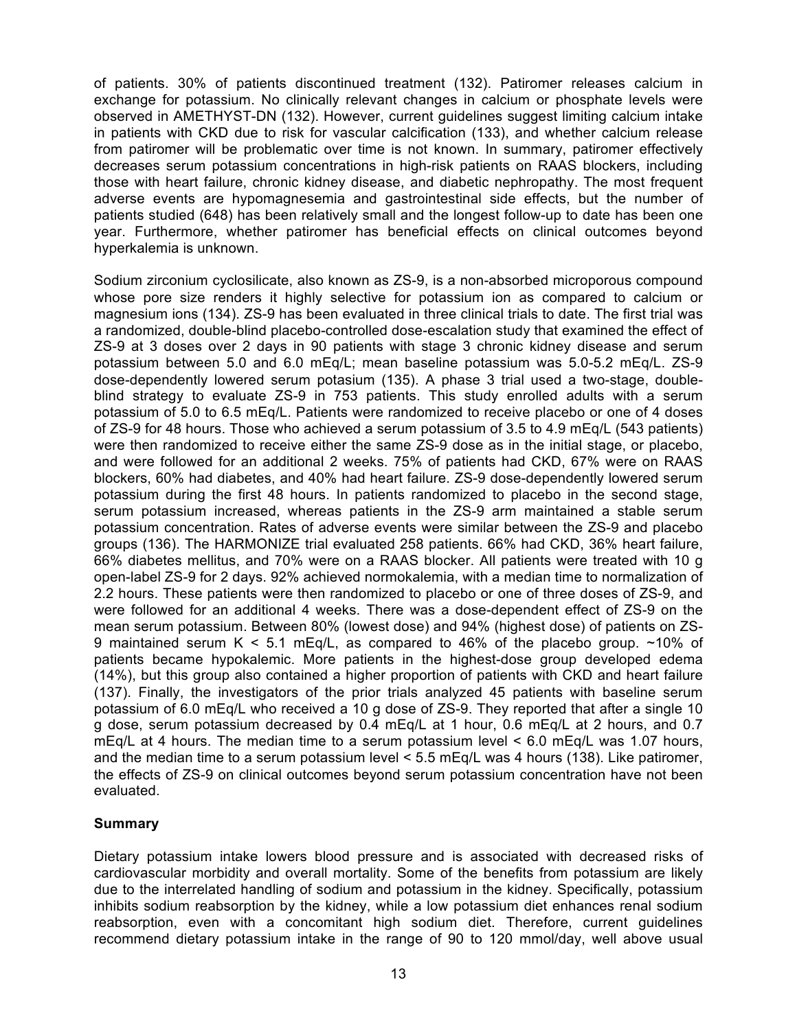of patients. 30% of patients discontinued treatment (132). Patiromer releases calcium in exchange for potassium. No clinically relevant changes in calcium or phosphate levels were observed in AMETHYST-DN (132). However, current guidelines suggest limiting calcium intake in patients with CKD due to risk for vascular calcification (133), and whether calcium release from patiromer will be problematic over time is not known. In summary, patiromer effectively decreases serum potassium concentrations in high-risk patients on RAAS blockers, including those with heart failure, chronic kidney disease, and diabetic nephropathy. The most frequent adverse events are hypomagnesemia and gastrointestinal side effects, but the number of patients studied (648) has been relatively small and the longest follow-up to date has been one year. Furthermore, whether patiromer has beneficial effects on clinical outcomes beyond hyperkalemia is unknown.

Sodium zirconium cyclosilicate, also known as ZS-9, is a non-absorbed microporous compound whose pore size renders it highly selective for potassium ion as compared to calcium or magnesium ions (134). ZS-9 has been evaluated in three clinical trials to date. The first trial was a randomized, double-blind placebo-controlled dose-escalation study that examined the effect of ZS-9 at 3 doses over 2 days in 90 patients with stage 3 chronic kidney disease and serum potassium between 5.0 and 6.0 mEq/L; mean baseline potassium was 5.0-5.2 mEq/L. ZS-9 dose-dependently lowered serum potasium (135). A phase 3 trial used a two-stage, double-blind strategy to evaluate ZS-9 in 753 patients. This study enrolled adults with a serum potassium of 5.0 to 6.5 mEq/L. Patients were randomized to receive placebo or one of 4 doses of ZS-9 for 48 hours. Those who achieved a serum potassium of 3.5 to 4.9 mEq/L (543 patients) were then randomized to receive either the same ZS-9 dose as in the initial stage, or placebo, and were followed for an additional 2 weeks. 75% of patients had CKD, 67% were on RAAS blockers, 60% had diabetes, and 40% had heart failure. ZS-9 dose-dependently lowered serum potassium during the first 48 hours. In patients randomized to placebo in the second stage, serum potassium increased, whereas patients in the ZS-9 arm maintained a stable serum potassium concentration. Rates of adverse events were similar between the ZS-9 and placebo groups (136). The HARMONIZE trial evaluated 258 patients. 66% had CKD, 36% heart failure, 66% diabetes mellitus, and 70% were on a RAAS blocker. All patients were treated with 10 g open-label ZS-9 for 2 days. 92% achieved normokalemia, with a median time to normalization of 2.2 hours. These patients were then randomized to placebo or one of three doses of ZS-9, and were followed for an additional 4 weeks. There was a dose-dependent effect of ZS-9 on the mean serum potassium. Between 80% (lowest dose) and 94% (highest dose) of patients on ZS-9 maintained serum K < 5.1 mEq/L, as compared to 46% of the placebo group. ~10% of patients became hypokalemic. More patients in the highest-dose group developed edema (14%), but this group also contained a higher proportion of patients with CKD and heart failure (137). Finally, the investigators of the prior trials analyzed 45 patients with baseline serum potassium of 6.0 mEq/L who received a 10 g dose of ZS-9. They reported that after a single 10 g dose, serum potassium decreased by 0.4 mEq/L at 1 hour, 0.6 mEq/L at 2 hours, and 0.7 mEq/L at 4 hours. The median time to a serum potassium level < 6.0 mEq/L was 1.07 hours, and the median time to a serum potassium level < 5.5 mEq/L was 4 hours (138). Like patiromer, the effects of ZS-9 on clinical outcomes beyond serum potassium concentration have not been evaluated.

## Summary

Dietary potassium intake lowers blood pressure and is associated with decreased risks of cardiovascular morbidity and overall mortality. Some of the benefits from potassium are likely due to the interrelated handling of sodium and potassium in the kidney. Specifically, potassium inhibits sodium reabsorption by the kidney, while a low potassium diet enhances renal sodium reabsorption, even with a concomitant high sodium diet. Therefore, current guidelines recommend dietary potassium intake in the range of 90 to 120 mmol/day, well above usual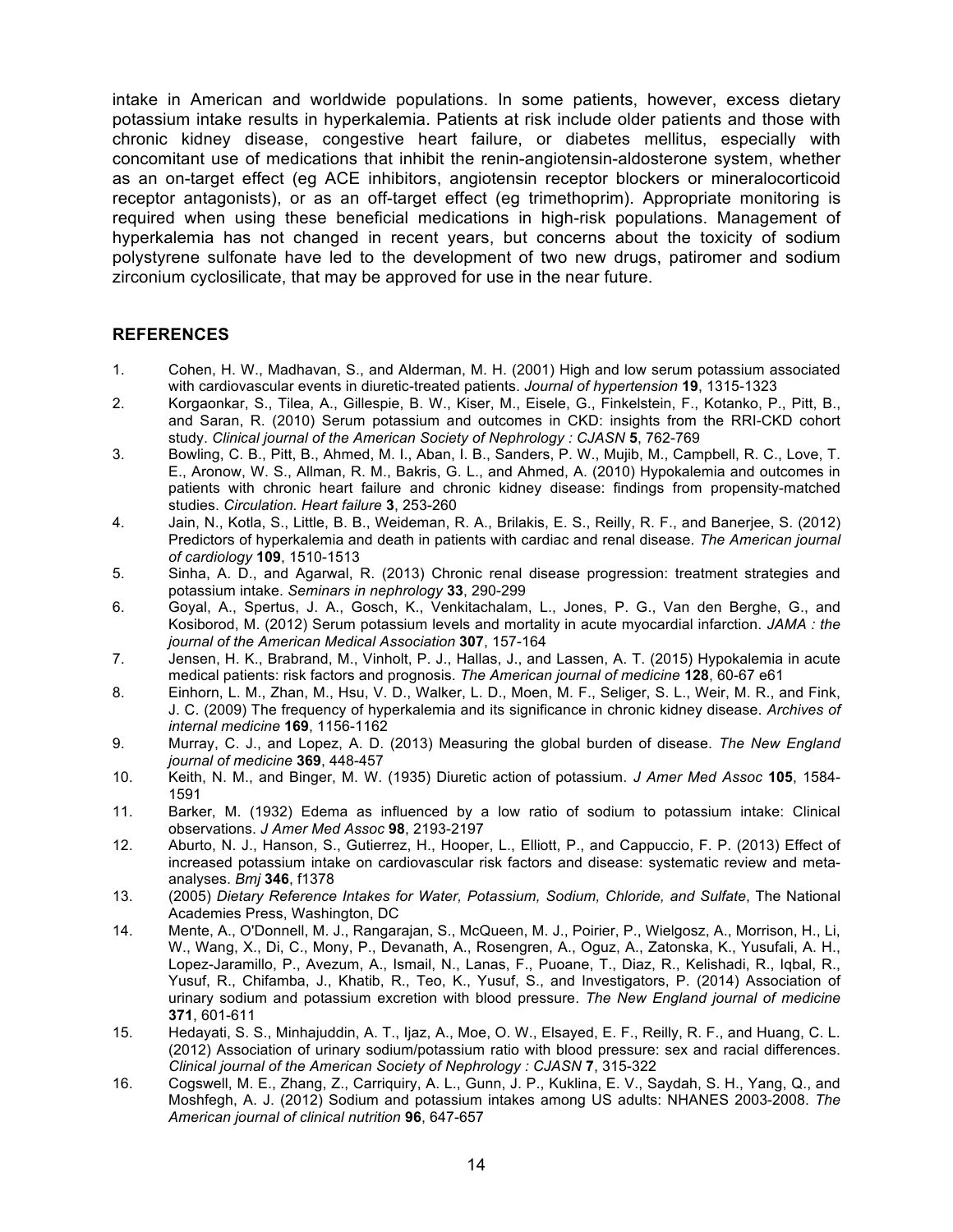intake in American and worldwide populations. In some patients, however, excess dietary potassium intake results in hyperkalemia. Patients at risk include older patients and those with chronic kidney disease, congestive heart failure, or diabetes mellitus, especially with concomitant use of medications that inhibit the renin-angiotensin-aldosterone system, whether as an on-target effect (eg ACE inhibitors, angiotensin receptor blockers or mineralocorticoid receptor antagonists), or as an off-target effect (eg trimethoprim). Appropriate monitoring is required when using these beneficial medications in high-risk populations. Management of hyperkalemia has not changed in recent years, but concerns about the toxicity of sodium polystyrene sulfonate have led to the development of two new drugs, patiromer and sodium zirconium cyclosilicate, that may be approved for use in the near future.

## REFERENCES

1. Cohen, H. W., Madhavan, S., and Alderman, M. H. (2001) High and low serum potassium associated with cardiovascular events in diuretic-treated patients. *Journal of hypertension* **19**, 1315-1323
2. Korgaonkar, S., Tilea, A., Gillespie, B. W., Kiser, M., Eisele, G., Finkelstein, F., Kotanko, P., Pitt, B., and Saran, R. (2010) Serum potassium and outcomes in CKD: insights from the RRI-CKD cohort study. *Clinical journal of the American Society of Nephrology : CJASN* **5**, 762-769
3. Bowling, C. B., Pitt, B., Ahmed, M. I., Aban, I. B., Sanders, P. W., Mujib, M., Campbell, R. C., Love, T. E., Aronow, W. S., Allman, R. M., Bakris, G. L., and Ahmed, A. (2010) Hypokalemia and outcomes in patients with chronic heart failure and chronic kidney disease: findings from propensity-matched studies. *Circulation. Heart failure* **3**, 253-260
4. Jain, N., Kotla, S., Little, B. B., Weideman, R. A., Brilakis, E. S., Reilly, R. F., and Banerjee, S. (2012) Predictors of hyperkalemia and death in patients with cardiac and renal disease. *The American journal of cardiology* **109**, 1510-1513
5. Sinha, A. D., and Agarwal, R. (2013) Chronic renal disease progression: treatment strategies and potassium intake. *Seminars in nephrology* **33**, 290-299
6. Goyal, A., Spertus, J. A., Gosch, K., Venkitachalam, L., Jones, P. G., Van den Berghe, G., and Kosiborod, M. (2012) Serum potassium levels and mortality in acute myocardial infarction. *JAMA : the journal of the American Medical Association* **307**, 157-164
7. Jensen, H. K., Brabrand, M., Vinholt, P. J., Hallas, J., and Lassen, A. T. (2015) Hypokalemia in acute medical patients: risk factors and prognosis. *The American journal of medicine* **128**, 60-67 e61
8. Einhorn, L. M., Zhan, M., Hsu, V. D., Walker, L. D., Moen, M. F., Seliger, S. L., Weir, M. R., and Fink, J. C. (2009) The frequency of hyperkalemia and its significance in chronic kidney disease. *Archives of internal medicine* **169**, 1156-1162
9. Murray, C. J., and Lopez, A. D. (2013) Measuring the global burden of disease. *The New England journal of medicine* **369**, 448-457
10. Keith, N. M., and Binger, M. W. (1935) Diuretic action of potassium. *J Amer Med Assoc* **105**, 1584-1591
11. Barker, M. (1932) Edema as influenced by a low ratio of sodium to potassium intake: Clinical observations. *J Amer Med Assoc* **98**, 2193-2197
12. Aburto, N. J., Hanson, S., Gutierrez, H., Hooper, L., Elliott, P., and Cappuccio, F. P. (2013) Effect of increased potassium intake on cardiovascular risk factors and disease: systematic review and meta-analyses. *Bmj* **346**, f1378
13. (2005) *Dietary Reference Intakes for Water, Potassium, Sodium, Chloride, and Sulfate*, The National Academies Press, Washington, DC
14. Mente, A., O'Donnell, M. J., Rangarajan, S., McQueen, M. J., Poirier, P., Wielgosz, A., Morrison, H., Li, W., Wang, X., Di, C., Mony, P., Devanath, A., Rosengren, A., Oguz, A., Zatonska, K., Yusufali, A. H., Lopez-Jaramillo, P., Avezum, A., Ismail, N., Lanas, F., Puoane, T., Diaz, R., Kelishadi, R., Iqbal, R., Yusuf, R., Chifamba, J., Khatib, R., Teo, K., Yusuf, S., and Investigators, P. (2014) Association of urinary sodium and potassium excretion with blood pressure. *The New England journal of medicine* **371**, 601-611
15. Hedayati, S. S., Minhajuddin, A. T., Ijaz, A., Moe, O. W., Elsayed, E. F., Reilly, R. F., and Huang, C. L. (2012) Association of urinary sodium/potassium ratio with blood pressure: sex and racial differences. *Clinical journal of the American Society of Nephrology : CJASN* **7**, 315-322
16. Cogswell, M. E., Zhang, Z., Carriquiry, A. L., Gunn, J. P., Kuklina, E. V., Saydah, S. H., Yang, Q., and Moshfegh, A. J. (2012) Sodium and potassium intakes among US adults: NHANES 2003-2008. *The American journal of clinical nutrition* **96**, 647-657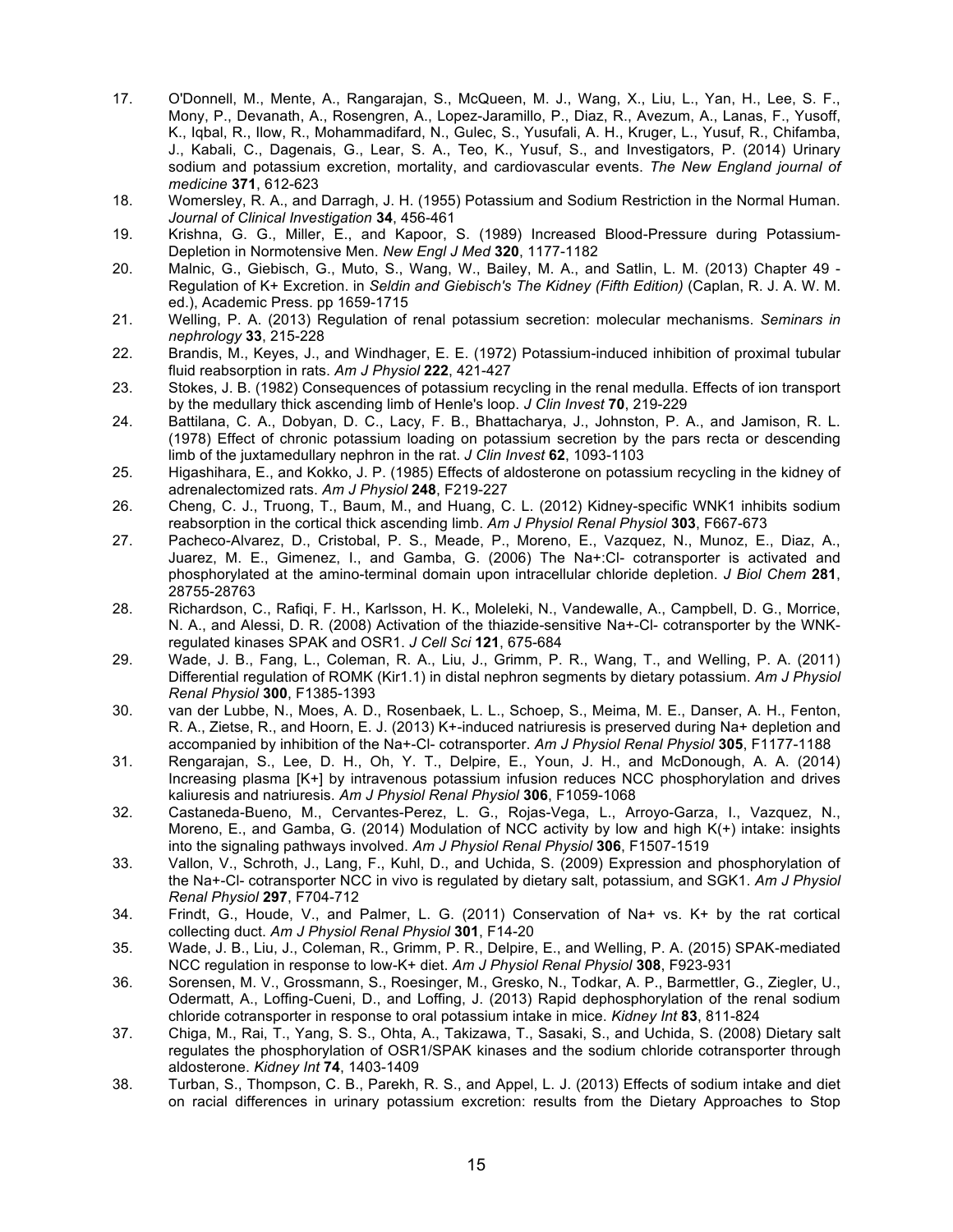17. O'Donnell, M., Mente, A., Rangarajan, S., McQueen, M. J., Wang, X., Liu, L., Yan, H., Lee, S. F., Mony, P., Devanath, A., Rosengren, A., Lopez-Jaramillo, P., Diaz, R., Avezum, A., Lanas, F., Yusoff, K., Iqbal, R., Ilow, R., Mohammadifard, N., Gulec, S., Yusufali, A. H., Kruger, L., Yusuf, R., Chifamba, J., Kabali, C., Dagenais, G., Lear, S. A., Teo, K., Yusuf, S., and Investigators, P. (2014) Urinary sodium and potassium excretion, mortality, and cardiovascular events. *The New England journal of medicine* **371**, 612-623
18. Womersley, R. A., and Darragh, J. H. (1955) Potassium and Sodium Restriction in the Normal Human. *Journal of Clinical Investigation* **34**, 456-461
19. Krishna, G. G., Miller, E., and Kapoor, S. (1989) Increased Blood-Pressure during Potassium-Depletion in Normotensive Men. *New Engl J Med* **320**, 1177-1182
20. Malnic, G., Giebisch, G., Muto, S., Wang, W., Bailey, M. A., and Satlin, L. M. (2013) Chapter 49 - Regulation of K+ Excretion. in *Seldin and Giebisch's The Kidney (Fifth Edition)* (Caplan, R. J. A. W. M. ed.), Academic Press. pp 1659-1715
21. Welling, P. A. (2013) Regulation of renal potassium secretion: molecular mechanisms. *Seminars in nephrology* **33**, 215-228
22. Brandis, M., Keyes, J., and Windhager, E. E. (1972) Potassium-induced inhibition of proximal tubular fluid reabsorption in rats. *Am J Physiol* **222**, 421-427
23. Stokes, J. B. (1982) Consequences of potassium recycling in the renal medulla. Effects of ion transport by the medullary thick ascending limb of Henle's loop. *J Clin Invest* **70**, 219-229
24. Battilana, C. A., Dobyan, D. C., Lacy, F. B., Bhattacharya, J., Johnston, P. A., and Jamison, R. L. (1978) Effect of chronic potassium loading on potassium secretion by the pars recta or descending limb of the juxtamedullary nephron in the rat. *J Clin Invest* **62**, 1093-1103
25. Higashihara, E., and Kokko, J. P. (1985) Effects of aldosterone on potassium recycling in the kidney of adrenalectomized rats. *Am J Physiol* **248**, F219-227
26. Cheng, C. J., Truong, T., Baum, M., and Huang, C. L. (2012) Kidney-specific WNK1 inhibits sodium reabsorption in the cortical thick ascending limb. *Am J Physiol Renal Physiol* **303**, F667-673
27. Pacheco-Alvarez, D., Cristobal, P. S., Meade, P., Moreno, E., Vazquez, N., Munoz, E., Diaz, A., Juarez, M. E., Gimenez, I., and Gamba, G. (2006) The Na+:Cl- cotransporter is activated and phosphorylated at the amino-terminal domain upon intracellular chloride depletion. *J Biol Chem* **281**, 28755-28763
28. Richardson, C., Rafiqi, F. H., Karlsson, H. K., Moleleki, N., Vandewalle, A., Campbell, D. G., Morrice, N. A., and Alessi, D. R. (2008) Activation of the thiazide-sensitive Na+-Cl- cotransporter by the WNK-regulated kinases SPAK and OSR1. *J Cell Sci* **121**, 675-684
29. Wade, J. B., Fang, L., Coleman, R. A., Liu, J., Grimm, P. R., Wang, T., and Welling, P. A. (2011) Differential regulation of ROMK (Kir1.1) in distal nephron segments by dietary potassium. *Am J Physiol Renal Physiol* **300**, F1385-1393
30. van der Lubbe, N., Moes, A. D., Rosenbaek, L. L., Schoep, S., Meima, M. E., Danser, A. H., Fenton, R. A., Zietse, R., and Hoorn, E. J. (2013) K+-induced natriuresis is preserved during Na+ depletion and accompanied by inhibition of the Na+-Cl- cotransporter. *Am J Physiol Renal Physiol* **305**, F1177-1188
31. Rengarajan, S., Lee, D. H., Oh, Y. T., Delpire, E., Youn, J. H., and McDonough, A. A. (2014) Increasing plasma [K+] by intravenous potassium infusion reduces NCC phosphorylation and drives kaliuresis and natriuresis. *Am J Physiol Renal Physiol* **306**, F1059-1068
32. Castaneda-Bueno, M., Cervantes-Perez, L. G., Rojas-Vega, L., Arroyo-Garza, I., Vazquez, N., Moreno, E., and Gamba, G. (2014) Modulation of NCC activity by low and high K(+) intake: insights into the signaling pathways involved. *Am J Physiol Renal Physiol* **306**, F1507-1519
33. Vallon, V., Schroth, J., Lang, F., Kuhl, D., and Uchida, S. (2009) Expression and phosphorylation of the Na+-Cl- cotransporter NCC in vivo is regulated by dietary salt, potassium, and SGK1. *Am J Physiol Renal Physiol* **297**, F704-712
34. Frindt, G., Houde, V., and Palmer, L. G. (2011) Conservation of Na+ vs. K+ by the rat cortical collecting duct. *Am J Physiol Renal Physiol* **301**, F14-20
35. Wade, J. B., Liu, J., Coleman, R., Grimm, P. R., Delpire, E., and Welling, P. A. (2015) SPAK-mediated NCC regulation in response to low-K+ diet. *Am J Physiol Renal Physiol* **308**, F923-931
36. Sorensen, M. V., Grossmann, S., Roesinger, M., Gresko, N., Todkar, A. P., Barmettler, G., Ziegler, U., Odermatt, A., Loffing-Cueni, D., and Loffing, J. (2013) Rapid dephosphorylation of the renal sodium chloride cotransporter in response to oral potassium intake in mice. *Kidney Int* **83**, 811-824
37. Chiga, M., Rai, T., Yang, S. S., Ohta, A., Takizawa, T., Sasaki, S., and Uchida, S. (2008) Dietary salt regulates the phosphorylation of OSR1/SPAK kinases and the sodium chloride cotransporter through aldosterone. *Kidney Int* **74**, 1403-1409
38. Turban, S., Thompson, C. B., Parekh, R. S., and Appel, L. J. (2013) Effects of sodium intake and diet on racial differences in urinary potassium excretion: results from the Dietary Approaches to Stop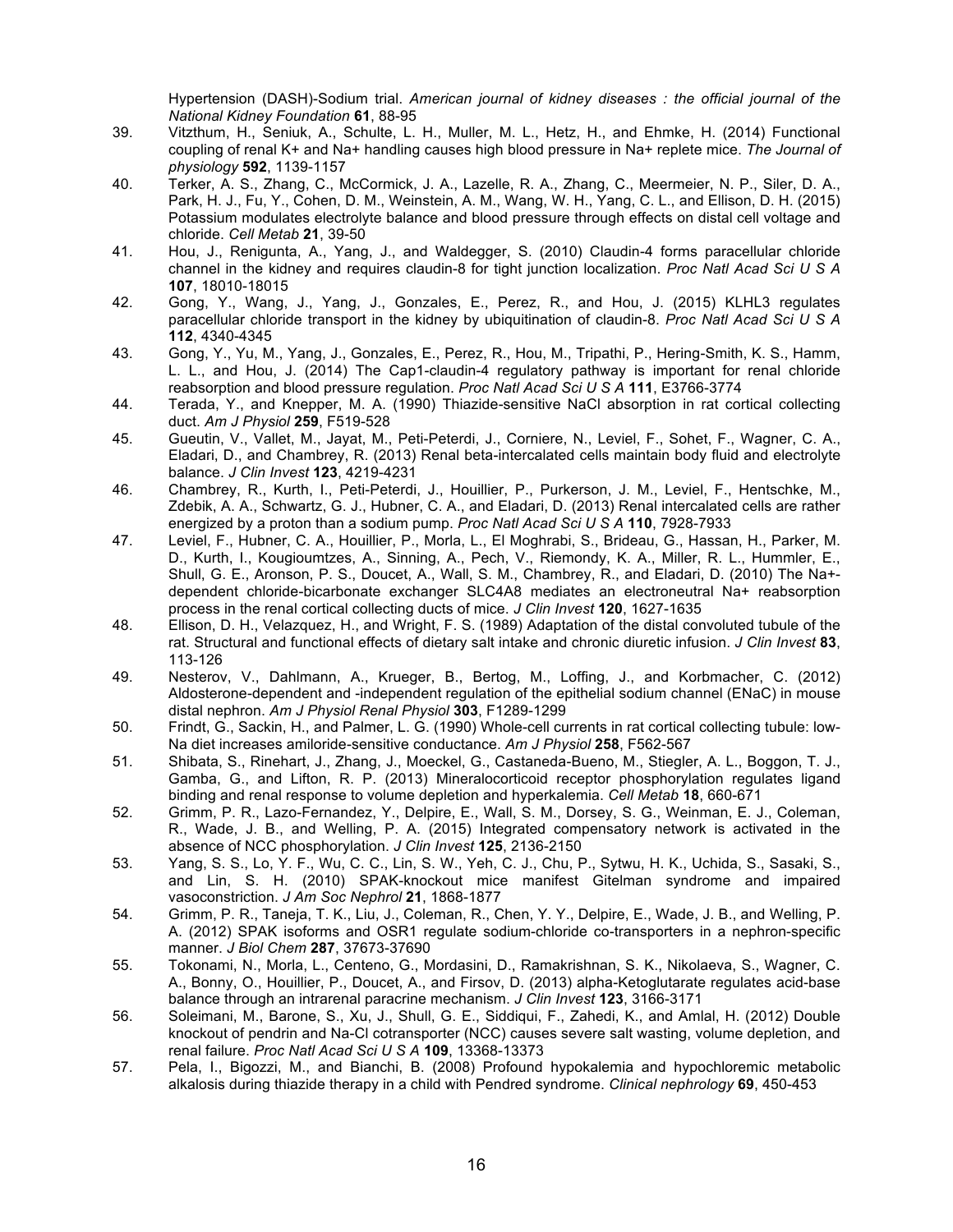Hypertension (DASH)-Sodium trial. *American journal of kidney diseases : the official journal of the National Kidney Foundation* **61**, 88-95

39. Vitzthum, H., Seniuk, A., Schulte, L. H., Muller, M. L., Hetz, H., and Ehmke, H. (2014) Functional coupling of renal K+ and Na+ handling causes high blood pressure in Na+ replete mice. *The Journal of physiology* **592**, 1139-1157
40. Terker, A. S., Zhang, C., McCormick, J. A., Lazelle, R. A., Zhang, C., Meermeier, N. P., Siler, D. A., Park, H. J., Fu, Y., Cohen, D. M., Weinstein, A. M., Wang, W. H., Yang, C. L., and Ellison, D. H. (2015) Potassium modulates electrolyte balance and blood pressure through effects on distal cell voltage and chloride. *Cell Metab* **21**, 39-50
41. Hou, J., Renigunta, A., Yang, J., and Waldegger, S. (2010) Claudin-4 forms paracellular chloride channel in the kidney and requires claudin-8 for tight junction localization. *Proc Natl Acad Sci U S A* **107**, 18010-18015
42. Gong, Y., Wang, J., Yang, J., Gonzales, E., Perez, R., and Hou, J. (2015) KLHL3 regulates paracellular chloride transport in the kidney by ubiquitination of claudin-8. *Proc Natl Acad Sci U S A* **112**, 4340-4345
43. Gong, Y., Yu, M., Yang, J., Gonzales, E., Perez, R., Hou, M., Tripathi, P., Hering-Smith, K. S., Hamm, L. L., and Hou, J. (2014) The Cap1-claudin-4 regulatory pathway is important for renal chloride reabsorption and blood pressure regulation. *Proc Natl Acad Sci U S A* **111**, E3766-3774
44. Terada, Y., and Knepper, M. A. (1990) Thiazide-sensitive NaCl absorption in rat cortical collecting duct. *Am J Physiol* **259**, F519-528
45. Gueutin, V., Vallet, M., Jayat, M., Peti-Peterdi, J., Corniere, N., Leviel, F., Sohet, F., Wagner, C. A., Eladari, D., and Chambrey, R. (2013) Renal beta-intercalated cells maintain body fluid and electrolyte balance. *J Clin Invest* **123**, 4219-4231
46. Chambrey, R., Kurth, I., Peti-Peterdi, J., Houillier, P., Purkerson, J. M., Leviel, F., Hentschke, M., Zdebik, A. A., Schwartz, G. J., Hubner, C. A., and Eladari, D. (2013) Renal intercalated cells are rather energized by a proton than a sodium pump. *Proc Natl Acad Sci U S A* **110**, 7928-7933
47. Leviel, F., Hubner, C. A., Houillier, P., Morla, L., El Moghrabi, S., Brideau, G., Hassan, H., Parker, M. D., Kurth, I., Kougioumtzes, A., Sinning, A., Pech, V., Riemondy, K. A., Miller, R. L., Hummler, E., Shull, G. E., Aronson, P. S., Doucet, A., Wall, S. M., Chambrey, R., and Eladari, D. (2010) The Na+-dependent chloride-bicarbonate exchanger SLC4A8 mediates an electroneutral Na+ reabsorption process in the renal cortical collecting ducts of mice. *J Clin Invest* **120**, 1627-1635
48. Ellison, D. H., Velazquez, H., and Wright, F. S. (1989) Adaptation of the distal convoluted tubule of the rat. Structural and functional effects of dietary salt intake and chronic diuretic infusion. *J Clin Invest* **83**, 113-126
49. Nesterov, V., Dahlmann, A., Krueger, B., Bertog, M., Loffing, J., and Korbmacher, C. (2012) Aldosterone-dependent and -independent regulation of the epithelial sodium channel (ENaC) in mouse distal nephron. *Am J Physiol Renal Physiol* **303**, F1289-1299
50. Frindt, G., Sackin, H., and Palmer, L. G. (1990) Whole-cell currents in rat cortical collecting tubule: low-Na diet increases amiloride-sensitive conductance. *Am J Physiol* **258**, F562-567
51. Shibata, S., Rinehart, J., Zhang, J., Moeckel, G., Castaneda-Bueno, M., Stiegler, A. L., Boggon, T. J., Gamba, G., and Lifton, R. P. (2013) Mineralocorticoid receptor phosphorylation regulates ligand binding and renal response to volume depletion and hyperkalemia. *Cell Metab* **18**, 660-671
52. Grimm, P. R., Lazo-Fernandez, Y., Delpire, E., Wall, S. M., Dorsey, S. G., Weinman, E. J., Coleman, R., Wade, J. B., and Welling, P. A. (2015) Integrated compensatory network is activated in the absence of NCC phosphorylation. *J Clin Invest* **125**, 2136-2150
53. Yang, S. S., Lo, Y. F., Wu, C. C., Lin, S. W., Yeh, C. J., Chu, P., Sytwu, H. K., Uchida, S., Sasaki, S., and Lin, S. H. (2010) SPAK-knockout mice manifest Gitelman syndrome and impaired vasoconstriction. *J Am Soc Nephrol* **21**, 1868-1877
54. Grimm, P. R., Taneja, T. K., Liu, J., Coleman, R., Chen, Y. Y., Delpire, E., Wade, J. B., and Welling, P. A. (2012) SPAK isoforms and OSR1 regulate sodium-chloride co-transporters in a nephron-specific manner. *J Biol Chem* **287**, 37673-37690
55. Tokonami, N., Morla, L., Centeno, G., Mordasini, D., Ramakrishnan, S. K., Nikolaeva, S., Wagner, C. A., Bonny, O., Houillier, P., Doucet, A., and Firsov, D. (2013) alpha-Ketoglutarate regulates acid-base balance through an intrarenal paracrine mechanism. *J Clin Invest* **123**, 3166-3171
56. Soleimani, M., Barone, S., Xu, J., Shull, G. E., Siddiqui, F., Zahedi, K., and Amlal, H. (2012) Double knockout of pendrin and Na-Cl cotransporter (NCC) causes severe salt wasting, volume depletion, and renal failure. *Proc Natl Acad Sci U S A* **109**, 13368-13373
57. Pela, I., Bigozzi, M., and Bianchi, B. (2008) Profound hypokalemia and hypochloremic metabolic alkalosis during thiazide therapy in a child with Pendred syndrome. *Clinical nephrology* **69**, 450-453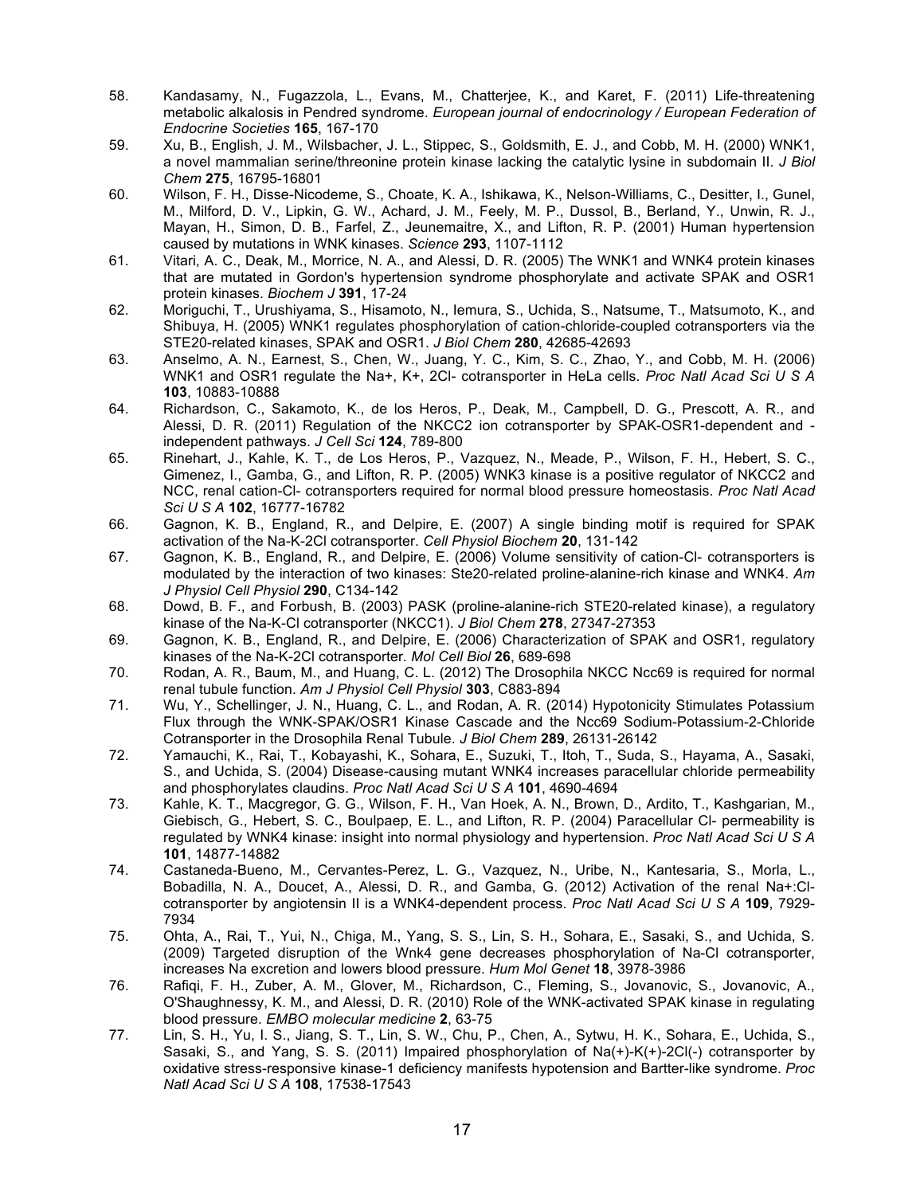58. Kandasamy, N., Fugazzola, L., Evans, M., Chatterjee, K., and Karet, F. (2011) Life-threatening metabolic alkalosis in Pendred syndrome. *European journal of endocrinology / European Federation of Endocrine Societies* **165**, 167-170
59. Xu, B., English, J. M., Wilsbacher, J. L., Stippec, S., Goldsmith, E. J., and Cobb, M. H. (2000) WNK1, a novel mammalian serine/threonine protein kinase lacking the catalytic lysine in subdomain II. *J Biol Chem* **275**, 16795-16801
60. Wilson, F. H., Disse-Nicodeme, S., Choate, K. A., Ishikawa, K., Nelson-Williams, C., Desitter, I., Gunel, M., Milford, D. V., Lipkin, G. W., Achard, J. M., Feely, M. P., Dussol, B., Berland, Y., Unwin, R. J., Mayan, H., Simon, D. B., Farfel, Z., Jeunemaitre, X., and Lifton, R. P. (2001) Human hypertension caused by mutations in WNK kinases. *Science* **293**, 1107-1112
61. Vitari, A. C., Deak, M., Morrice, N. A., and Alessi, D. R. (2005) The WNK1 and WNK4 protein kinases that are mutated in Gordon's hypertension syndrome phosphorylate and activate SPAK and OSR1 protein kinases. *Biochem J* **391**, 17-24
62. Moriguchi, T., Urushiyama, S., Hisamoto, N., Iemura, S., Uchida, S., Natsume, T., Matsumoto, K., and Shibuya, H. (2005) WNK1 regulates phosphorylation of cation-chloride-coupled cotransporters via the STE20-related kinases, SPAK and OSR1. *J Biol Chem* **280**, 42685-42693
63. Anselmo, A. N., Earnest, S., Chen, W., Juang, Y. C., Kim, S. C., Zhao, Y., and Cobb, M. H. (2006) WNK1 and OSR1 regulate the Na+, K+, 2Cl- cotransporter in HeLa cells. *Proc Natl Acad Sci U S A* **103**, 10883-10888
64. Richardson, C., Sakamoto, K., de los Heros, P., Deak, M., Campbell, D. G., Prescott, A. R., and Alessi, D. R. (2011) Regulation of the NKCC2 ion cotransporter by SPAK-OSR1-dependent and -independent pathways. *J Cell Sci* **124**, 789-800
65. Rinehart, J., Kahle, K. T., de Los Heros, P., Vazquez, N., Meade, P., Wilson, F. H., Hebert, S. C., Gimenez, I., Gamba, G., and Lifton, R. P. (2005) WNK3 kinase is a positive regulator of NKCC2 and NCC, renal cation-Cl- cotransporters required for normal blood pressure homeostasis. *Proc Natl Acad Sci U S A* **102**, 16777-16782
66. Gagnon, K. B., England, R., and Delpire, E. (2007) A single binding motif is required for SPAK activation of the Na-K-2Cl cotransporter. *Cell Physiol Biochem* **20**, 131-142
67. Gagnon, K. B., England, R., and Delpire, E. (2006) Volume sensitivity of cation-Cl- cotransporters is modulated by the interaction of two kinases: Ste20-related proline-alanine-rich kinase and WNK4. *Am J Physiol Cell Physiol* **290**, C134-142
68. Dowd, B. F., and Forbush, B. (2003) PASK (proline-alanine-rich STE20-related kinase), a regulatory kinase of the Na-K-Cl cotransporter (NKCC1). *J Biol Chem* **278**, 27347-27353
69. Gagnon, K. B., England, R., and Delpire, E. (2006) Characterization of SPAK and OSR1, regulatory kinases of the Na-K-2Cl cotransporter. *Mol Cell Biol* **26**, 689-698
70. Rodan, A. R., Baum, M., and Huang, C. L. (2012) The Drosophila NKCC Ncc69 is required for normal renal tubule function. *Am J Physiol Cell Physiol* **303**, C883-894
71. Wu, Y., Schellinger, J. N., Huang, C. L., and Rodan, A. R. (2014) Hypotonicity Stimulates Potassium Flux through the WNK-SPAK/OSR1 Kinase Cascade and the Ncc69 Sodium-Potassium-2-Chloride Cotransporter in the Drosophila Renal Tubule. *J Biol Chem* **289**, 26131-26142
72. Yamauchi, K., Rai, T., Kobayashi, K., Sohara, E., Suzuki, T., Itoh, T., Suda, S., Hayama, A., Sasaki, S., and Uchida, S. (2004) Disease-causing mutant WNK4 increases paracellular chloride permeability and phosphorylates claudins. *Proc Natl Acad Sci U S A* **101**, 4690-4694
73. Kahle, K. T., Macgregor, G. G., Wilson, F. H., Van Hoek, A. N., Brown, D., Ardito, T., Kashgarian, M., Giebisch, G., Hebert, S. C., Boulpaep, E. L., and Lifton, R. P. (2004) Paracellular Cl- permeability is regulated by WNK4 kinase: insight into normal physiology and hypertension. *Proc Natl Acad Sci U S A* **101**, 14877-14882
74. Castaneda-Bueno, M., Cervantes-Perez, L. G., Vazquez, N., Uribe, N., Kantesaria, S., Morla, L., Bobadilla, N. A., Doucet, A., Alessi, D. R., and Gamba, G. (2012) Activation of the renal Na+:Cl- cotransporter by angiotensin II is a WNK4-dependent process. *Proc Natl Acad Sci U S A* **109**, 7929-7934
75. Ohta, A., Rai, T., Yui, N., Chiga, M., Yang, S. S., Lin, S. H., Sohara, E., Sasaki, S., and Uchida, S. (2009) Targeted disruption of the Wnk4 gene decreases phosphorylation of Na-Cl cotransporter, increases Na excretion and lowers blood pressure. *Hum Mol Genet* **18**, 3978-3986
76. Rafiqi, F. H., Zuber, A. M., Glover, M., Richardson, C., Fleming, S., Jovanovic, S., Jovanovic, A., O'Shaughnessy, K. M., and Alessi, D. R. (2010) Role of the WNK-activated SPAK kinase in regulating blood pressure. *EMBO molecular medicine* **2**, 63-75
77. Lin, S. H., Yu, I. S., Jiang, S. T., Lin, S. W., Chu, P., Chen, A., Sytwu, H. K., Sohara, E., Uchida, S., Sasaki, S., and Yang, S. S. (2011) Impaired phosphorylation of Na(+)-K(+)-2Cl(-) cotransporter by oxidative stress-responsive kinase-1 deficiency manifests hypotension and Bartter-like syndrome. *Proc Natl Acad Sci U S A* **108**, 17538-17543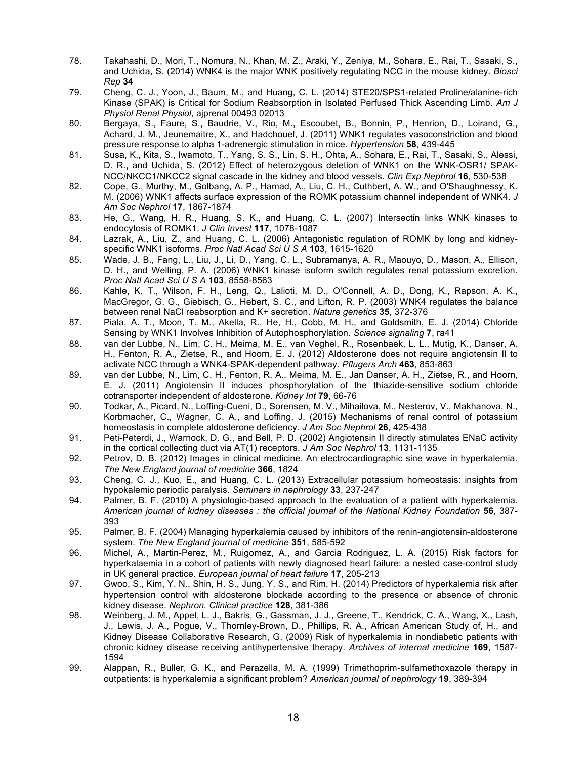78. Takahashi, D., Mori, T., Nomura, N., Khan, M. Z., Araki, Y., Zeniya, M., Sohara, E., Rai, T., Sasaki, S., and Uchida, S. (2014) WNK4 is the major WNK positively regulating NCC in the mouse kidney. *Biosci Rep* **34**
79. Cheng, C. J., Yoon, J., Baum, M., and Huang, C. L. (2014) STE20/SPS1-related Proline/alanine-rich Kinase (SPAK) is Critical for Sodium Reabsorption in Isolated Perfused Thick Ascending Limb. *Am J Physiol Renal Physiol*, ajprenal 00493 02013
80. Bergaya, S., Faure, S., Baudrie, V., Rio, M., Escoubet, B., Bonnin, P., Henrion, D., Loirand, G., Achard, J. M., Jeunemaitre, X., and Hadchouel, J. (2011) WNK1 regulates vasoconstriction and blood pressure response to alpha 1-adrenergic stimulation in mice. *Hypertension* **58**, 439-445
81. Susa, K., Kita, S., Iwamoto, T., Yang, S. S., Lin, S. H., Ohta, A., Sohara, E., Rai, T., Sasaki, S., Alessi, D. R., and Uchida, S. (2012) Effect of heterozygous deletion of WNK1 on the WNK-OSR1/ SPAK-NCC/NKCC1/NKCC2 signal cascade in the kidney and blood vessels. *Clin Exp Nephrol* **16**, 530-538
82. Cope, G., Murthy, M., Golbang, A. P., Hamad, A., Liu, C. H., Cuthbert, A. W., and O'Shaughnessy, K. M. (2006) WNK1 affects surface expression of the ROMK potassium channel independent of WNK4. *J Am Soc Nephrol* **17**, 1867-1874
83. He, G., Wang, H. R., Huang, S. K., and Huang, C. L. (2007) Intersectin links WNK kinases to endocytosis of ROMK1. *J Clin Invest* **117**, 1078-1087
84. Lazrak, A., Liu, Z., and Huang, C. L. (2006) Antagonistic regulation of ROMK by long and kidney-specific WNK1 isoforms. *Proc Natl Acad Sci U S A* **103**, 1615-1620
85. Wade, J. B., Fang, L., Liu, J., Li, D., Yang, C. L., Subramanya, A. R., Maouyo, D., Mason, A., Ellison, D. H., and Welling, P. A. (2006) WNK1 kinase isoform switch regulates renal potassium excretion. *Proc Natl Acad Sci U S A* **103**, 8558-8563
86. Kahle, K. T., Wilson, F. H., Leng, Q., Lalioti, M. D., O'Connell, A. D., Dong, K., Rapson, A. K., MacGregor, G. G., Giebisch, G., Hebert, S. C., and Lifton, R. P. (2003) WNK4 regulates the balance between renal NaCl reabsorption and K+ secretion. *Nature genetics* **35**, 372-376
87. Piala, A. T., Moon, T. M., Akella, R., He, H., Cobb, M. H., and Goldsmith, E. J. (2014) Chloride Sensing by WNK1 Involves Inhibition of Autophosphorylation. *Science signaling* **7**, ra41
88. van der Lubbe, N., Lim, C. H., Meima, M. E., van Veghel, R., Rosenbaek, L. L., Mutig, K., Danser, A. H., Fenton, R. A., Zietse, R., and Hoorn, E. J. (2012) Aldosterone does not require angiotensin II to activate NCC through a WNK4-SPAK-dependent pathway. *Pflugers Arch* **463**, 853-863
89. van der Lubbe, N., Lim, C. H., Fenton, R. A., Meima, M. E., Jan Danser, A. H., Zietse, R., and Hoorn, E. J. (2011) Angiotensin II induces phosphorylation of the thiazide-sensitive sodium chloride cotransporter independent of aldosterone. *Kidney Int* **79**, 66-76
90. Todkar, A., Picard, N., Loffing-Cueni, D., Sorensen, M. V., Mihailova, M., Nesterov, V., Makhanova, N., Korbmacher, C., Wagner, C. A., and Loffing, J. (2015) Mechanisms of renal control of potassium homeostasis in complete aldosterone deficiency. *J Am Soc Nephrol* **26**, 425-438
91. Peti-Peterdi, J., Warnock, D. G., and Bell, P. D. (2002) Angiotensin II directly stimulates ENaC activity in the cortical collecting duct via AT(1) receptors. *J Am Soc Nephrol* **13**, 1131-1135
92. Petrov, D. B. (2012) Images in clinical medicine. An electrocardiographic sine wave in hyperkalemia. *The New England journal of medicine* **366**, 1824
93. Cheng, C. J., Kuo, E., and Huang, C. L. (2013) Extracellular potassium homeostasis: insights from hypokalemic periodic paralysis. *Seminars in nephrology* **33**, 237-247
94. Palmer, B. F. (2010) A physiologic-based approach to the evaluation of a patient with hyperkalemia. *American journal of kidney diseases : the official journal of the National Kidney Foundation* **56**, 387-393
95. Palmer, B. F. (2004) Managing hyperkalemia caused by inhibitors of the renin-angiotensin-aldosterone system. *The New England journal of medicine* **351**, 585-592
96. Michel, A., Martin-Perez, M., Ruigomez, A., and Garcia Rodriguez, L. A. (2015) Risk factors for hyperkalaemia in a cohort of patients with newly diagnosed heart failure: a nested case-control study in UK general practice. *European journal of heart failure* **17**, 205-213
97. Gwoo, S., Kim, Y. N., Shin, H. S., Jung, Y. S., and Rim, H. (2014) Predictors of hyperkalemia risk after hypertension control with aldosterone blockade according to the presence or absence of chronic kidney disease. *Nephron. Clinical practice* **128**, 381-386
98. Weinberg, J. M., Appel, L. J., Bakris, G., Gassman, J. J., Greene, T., Kendrick, C. A., Wang, X., Lash, J., Lewis, J. A., Pogue, V., Thornley-Brown, D., Phillips, R. A., African American Study of, H., and Kidney Disease Collaborative Research, G. (2009) Risk of hyperkalemia in nondiabetic patients with chronic kidney disease receiving antihypertensive therapy. *Archives of internal medicine* **169**, 1587-1594
99. Alappan, R., Buller, G. K., and Perazella, M. A. (1999) Trimethoprim-sulfamethoxazole therapy in outpatients: is hyperkalemia a significant problem? *American journal of nephrology* **19**, 389-394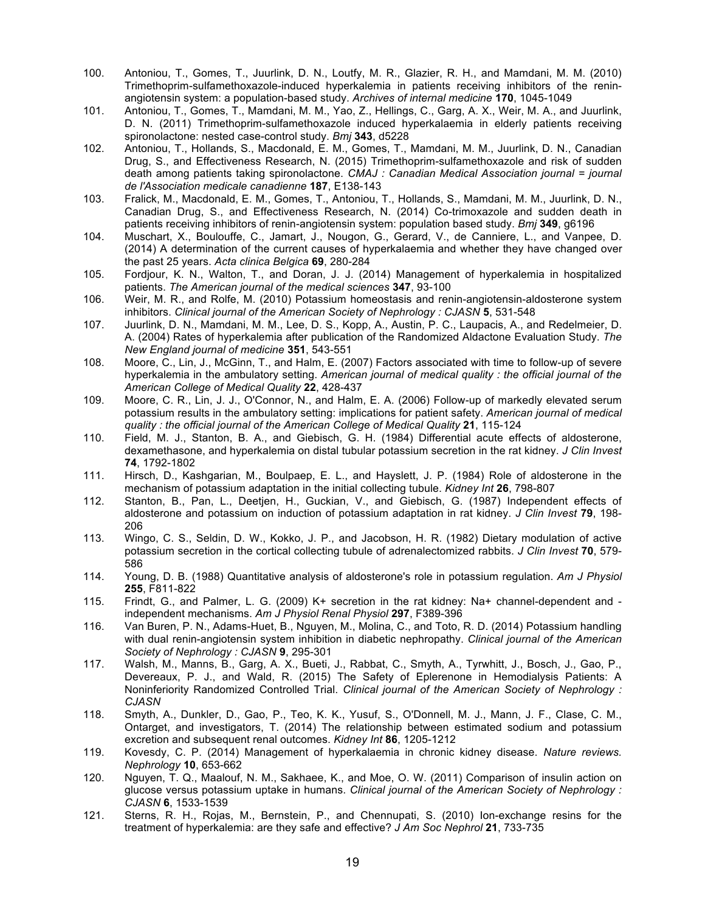100. Antoniou, T., Gomes, T., Juurlink, D. N., Loutfy, M. R., Glazier, R. H., and Mamdani, M. M. (2010) Trimethoprim-sulfamethoxazole-induced hyperkalemia in patients receiving inhibitors of the renin-angiotensin system: a population-based study. *Archives of internal medicine* **170**, 1045-1049
101. Antoniou, T., Gomes, T., Mamdani, M. M., Yao, Z., Hellings, C., Garg, A. X., Weir, M. A., and Juurlink, D. N. (2011) Trimethoprim-sulfamethoxazole induced hyperkalaemia in elderly patients receiving spironolactone: nested case-control study. *Bmj* **343**, d5228
102. Antoniou, T., Hollands, S., Macdonald, E. M., Gomes, T., Mamdani, M. M., Juurlink, D. N., Canadian Drug, S., and Effectiveness Research, N. (2015) Trimethoprim-sulfamethoxazole and risk of sudden death among patients taking spironolactone. *CMAJ : Canadian Medical Association journal = journal de l'Association medicale canadienne* **187**, E138-143
103. Fralick, M., Macdonald, E. M., Gomes, T., Antoniou, T., Hollands, S., Mamdani, M. M., Juurlink, D. N., Canadian Drug, S., and Effectiveness Research, N. (2014) Co-trimoxazole and sudden death in patients receiving inhibitors of renin-angiotensin system: population based study. *Bmj* **349**, g6196
104. Muschart, X., Boulouffe, C., Jamart, J., Nougon, G., Gerard, V., de Canniere, L., and Vanpee, D. (2014) A determination of the current causes of hyperkalaemia and whether they have changed over the past 25 years. *Acta clinica Belgica* **69**, 280-284
105. Fordjour, K. N., Walton, T., and Doran, J. J. (2014) Management of hyperkalemia in hospitalized patients. *The American journal of the medical sciences* **347**, 93-100
106. Weir, M. R., and Rolfe, M. (2010) Potassium homeostasis and renin-angiotensin-aldosterone system inhibitors. *Clinical journal of the American Society of Nephrology : CJASN* **5**, 531-548
107. Juurlink, D. N., Mamdani, M. M., Lee, D. S., Kopp, A., Austin, P. C., Laupacis, A., and Redelmeier, D. A. (2004) Rates of hyperkalemia after publication of the Randomized Aldactone Evaluation Study. *The New England journal of medicine* **351**, 543-551
108. Moore, C., Lin, J., McGinn, T., and Halm, E. (2007) Factors associated with time to follow-up of severe hyperkalemia in the ambulatory setting. *American journal of medical quality : the official journal of the American College of Medical Quality* **22**, 428-437
109. Moore, C. R., Lin, J. J., O'Connor, N., and Halm, E. A. (2006) Follow-up of markedly elevated serum potassium results in the ambulatory setting: implications for patient safety. *American journal of medical quality : the official journal of the American College of Medical Quality* **21**, 115-124
110. Field, M. J., Stanton, B. A., and Giebisch, G. H. (1984) Differential acute effects of aldosterone, dexamethasone, and hyperkalemia on distal tubular potassium secretion in the rat kidney. *J Clin Invest* **74**, 1792-1802
111. Hirsch, D., Kashgarian, M., Boulpaep, E. L., and Hayslett, J. P. (1984) Role of aldosterone in the mechanism of potassium adaptation in the initial collecting tubule. *Kidney Int* **26**, 798-807
112. Stanton, B., Pan, L., Deetjen, H., Guckian, V., and Giebisch, G. (1987) Independent effects of aldosterone and potassium on induction of potassium adaptation in rat kidney. *J Clin Invest* **79**, 198-206
113. Wingo, C. S., Seldin, D. W., Kokko, J. P., and Jacobson, H. R. (1982) Dietary modulation of active potassium secretion in the cortical collecting tubule of adrenalectomized rabbits. *J Clin Invest* **70**, 579-586
114. Young, D. B. (1988) Quantitative analysis of aldosterone's role in potassium regulation. *Am J Physiol* **255**, F811-822
115. Frindt, G., and Palmer, L. G. (2009) K+ secretion in the rat kidney: Na+ channel-dependent and -independent mechanisms. *Am J Physiol Renal Physiol* **297**, F389-396
116. Van Buren, P. N., Adams-Huet, B., Nguyen, M., Molina, C., and Toto, R. D. (2014) Potassium handling with dual renin-angiotensin system inhibition in diabetic nephropathy. *Clinical journal of the American Society of Nephrology : CJASN* **9**, 295-301
117. Walsh, M., Manns, B., Garg, A. X., Bueti, J., Rabbat, C., Smyth, A., Tyrwhitt, J., Bosch, J., Gao, P., Devereaux, P. J., and Wald, R. (2015) The Safety of Eplerenone in Hemodialysis Patients: A Noninferiority Randomized Controlled Trial. *Clinical journal of the American Society of Nephrology : CJASN*
118. Smyth, A., Dunkler, D., Gao, P., Teo, K. K., Yusuf, S., O'Donnell, M. J., Mann, J. F., Clase, C. M., Ontarget, and investigators, T. (2014) The relationship between estimated sodium and potassium excretion and subsequent renal outcomes. *Kidney Int* **86**, 1205-1212
119. Kovesdy, C. P. (2014) Management of hyperkalaemia in chronic kidney disease. *Nature reviews. Nephrology* **10**, 653-662
120. Nguyen, T. Q., Maalouf, N. M., Sakhaee, K., and Moe, O. W. (2011) Comparison of insulin action on glucose versus potassium uptake in humans. *Clinical journal of the American Society of Nephrology : CJASN* **6**, 1533-1539
121. Sterns, R. H., Rojas, M., Bernstein, P., and Chennupati, S. (2010) Ion-exchange resins for the treatment of hyperkalemia: are they safe and effective? *J Am Soc Nephrol* **21**, 733-735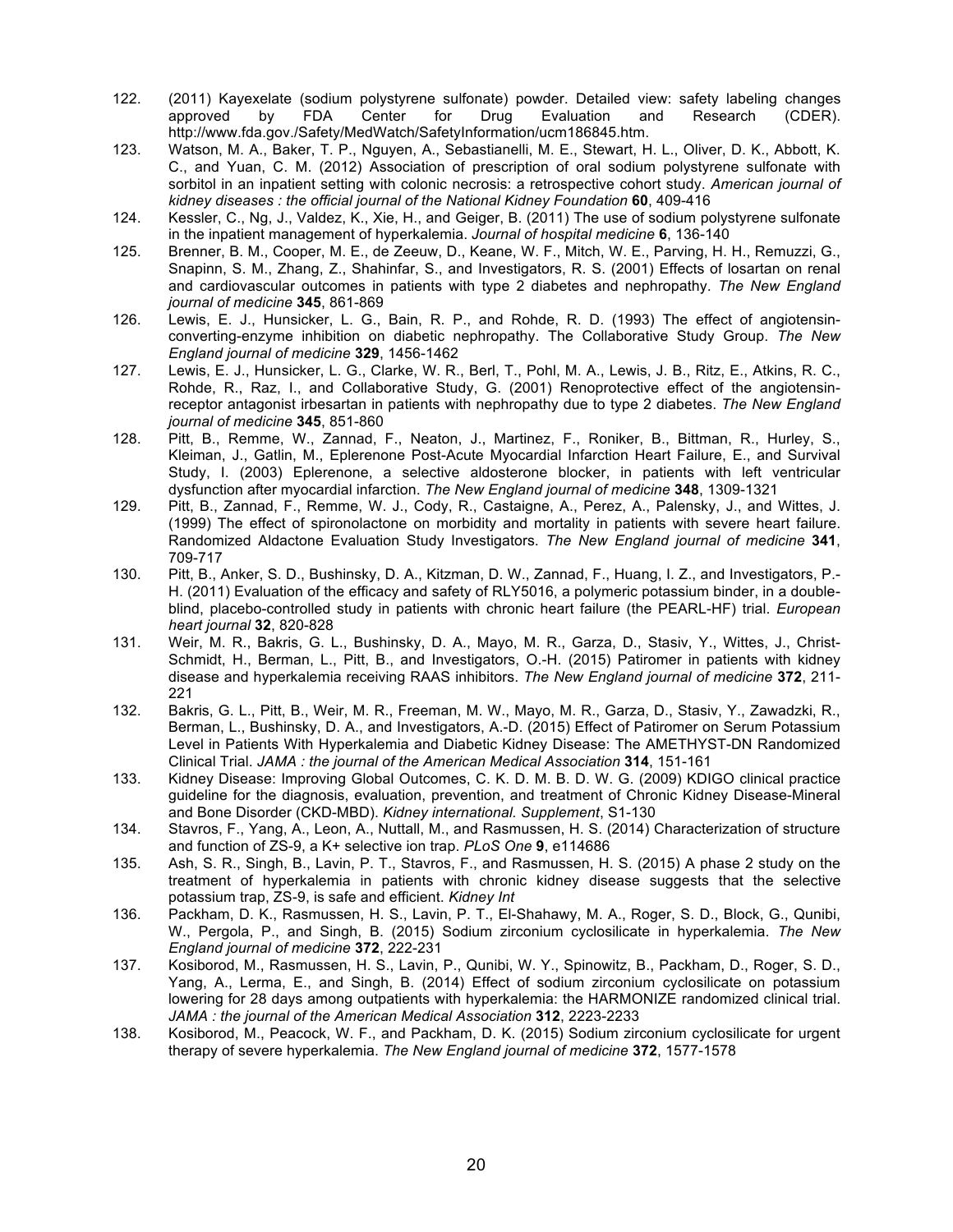122. (2011) Kayexelate (sodium polystyrene sulfonate) powder. Detailed view: safety labeling changes approved by FDA Center for Drug Evaluation and Research (CDER). http://www.fda.gov./Safety/MedWatch/SafetyInformation/ucm186845.htm.
123. Watson, M. A., Baker, T. P., Nguyen, A., Sebastianelli, M. E., Stewart, H. L., Oliver, D. K., Abbott, K. C., and Yuan, C. M. (2012) Association of prescription of oral sodium polystyrene sulfonate with sorbitol in an inpatient setting with colonic necrosis: a retrospective cohort study. *American journal of kidney diseases : the official journal of the National Kidney Foundation* **60**, 409-416
124. Kessler, C., Ng, J., Valdez, K., Xie, H., and Geiger, B. (2011) The use of sodium polystyrene sulfonate in the inpatient management of hyperkalemia. *Journal of hospital medicine* **6**, 136-140
125. Brenner, B. M., Cooper, M. E., de Zeeuw, D., Keane, W. F., Mitch, W. E., Parving, H. H., Remuzzi, G., Snapinn, S. M., Zhang, Z., Shahinfar, S., and Investigators, R. S. (2001) Effects of losartan on renal and cardiovascular outcomes in patients with type 2 diabetes and nephropathy. *The New England journal of medicine* **345**, 861-869
126. Lewis, E. J., Hunsicker, L. G., Bain, R. P., and Rohde, R. D. (1993) The effect of angiotensin-converting-enzyme inhibition on diabetic nephropathy. The Collaborative Study Group. *The New England journal of medicine* **329**, 1456-1462
127. Lewis, E. J., Hunsicker, L. G., Clarke, W. R., Berl, T., Pohl, M. A., Lewis, J. B., Ritz, E., Atkins, R. C., Rohde, R., Raz, I., and Collaborative Study, G. (2001) Renoprotective effect of the angiotensin-receptor antagonist irbesartan in patients with nephropathy due to type 2 diabetes. *The New England journal of medicine* **345**, 851-860
128. Pitt, B., Remme, W., Zannad, F., Neaton, J., Martinez, F., Roniker, B., Bittman, R., Hurley, S., Kleiman, J., Gatlin, M., Eplerenone Post-Acute Myocardial Infarction Heart Failure, E., and Survival Study, I. (2003) Eplerenone, a selective aldosterone blocker, in patients with left ventricular dysfunction after myocardial infarction. *The New England journal of medicine* **348**, 1309-1321
129. Pitt, B., Zannad, F., Remme, W. J., Cody, R., Castaigne, A., Perez, A., Palensky, J., and Wittes, J. (1999) The effect of spironolactone on morbidity and mortality in patients with severe heart failure. Randomized Aldactone Evaluation Study Investigators. *The New England journal of medicine* **341**, 709-717
130. Pitt, B., Anker, S. D., Bushinsky, D. A., Kitzman, D. W., Zannad, F., Huang, I. Z., and Investigators, P.-H. (2011) Evaluation of the efficacy and safety of RLY5016, a polymeric potassium binder, in a double-blind, placebo-controlled study in patients with chronic heart failure (the PEARL-HF) trial. *European heart journal* **32**, 820-828
131. Weir, M. R., Bakris, G. L., Bushinsky, D. A., Mayo, M. R., Garza, D., Stasiv, Y., Wittes, J., Christ-Schmidt, H., Berman, L., Pitt, B., and Investigators, O.-H. (2015) Patiromer in patients with kidney disease and hyperkalemia receiving RAAS inhibitors. *The New England journal of medicine* **372**, 211-221
132. Bakris, G. L., Pitt, B., Weir, M. R., Freeman, M. W., Mayo, M. R., Garza, D., Stasiv, Y., Zawadzki, R., Berman, L., Bushinsky, D. A., and Investigators, A.-D. (2015) Effect of Patiromer on Serum Potassium Level in Patients With Hyperkalemia and Diabetic Kidney Disease: The AMETHYST-DN Randomized Clinical Trial. *JAMA : the journal of the American Medical Association* **314**, 151-161
133. Kidney Disease: Improving Global Outcomes, C. K. D. M. B. D. W. G. (2009) KDIGO clinical practice guideline for the diagnosis, evaluation, prevention, and treatment of Chronic Kidney Disease-Mineral and Bone Disorder (CKD-MBD). *Kidney international. Supplement*, S1-130
134. Stavros, F., Yang, A., Leon, A., Nuttall, M., and Rasmussen, H. S. (2014) Characterization of structure and function of ZS-9, a K+ selective ion trap. *PLoS One* **9**, e114686
135. Ash, S. R., Singh, B., Lavin, P. T., Stavros, F., and Rasmussen, H. S. (2015) A phase 2 study on the treatment of hyperkalemia in patients with chronic kidney disease suggests that the selective potassium trap, ZS-9, is safe and efficient. *Kidney Int*
136. Packham, D. K., Rasmussen, H. S., Lavin, P. T., El-Shahawy, M. A., Roger, S. D., Block, G., Qunibi, W., Pergola, P., and Singh, B. (2015) Sodium zirconium cyclosilicate in hyperkalemia. *The New England journal of medicine* **372**, 222-231
137. Kosiborod, M., Rasmussen, H. S., Lavin, P., Qunibi, W. Y., Spinowitz, B., Packham, D., Roger, S. D., Yang, A., Lerma, E., and Singh, B. (2014) Effect of sodium zirconium cyclosilicate on potassium lowering for 28 days among outpatients with hyperkalemia: the HARMONIZE randomized clinical trial. *JAMA : the journal of the American Medical Association* **312**, 2223-2233
138. Kosiborod, M., Peacock, W. F., and Packham, D. K. (2015) Sodium zirconium cyclosilicate for urgent therapy of severe hyperkalemia. *The New England journal of medicine* **372**, 1577-1578